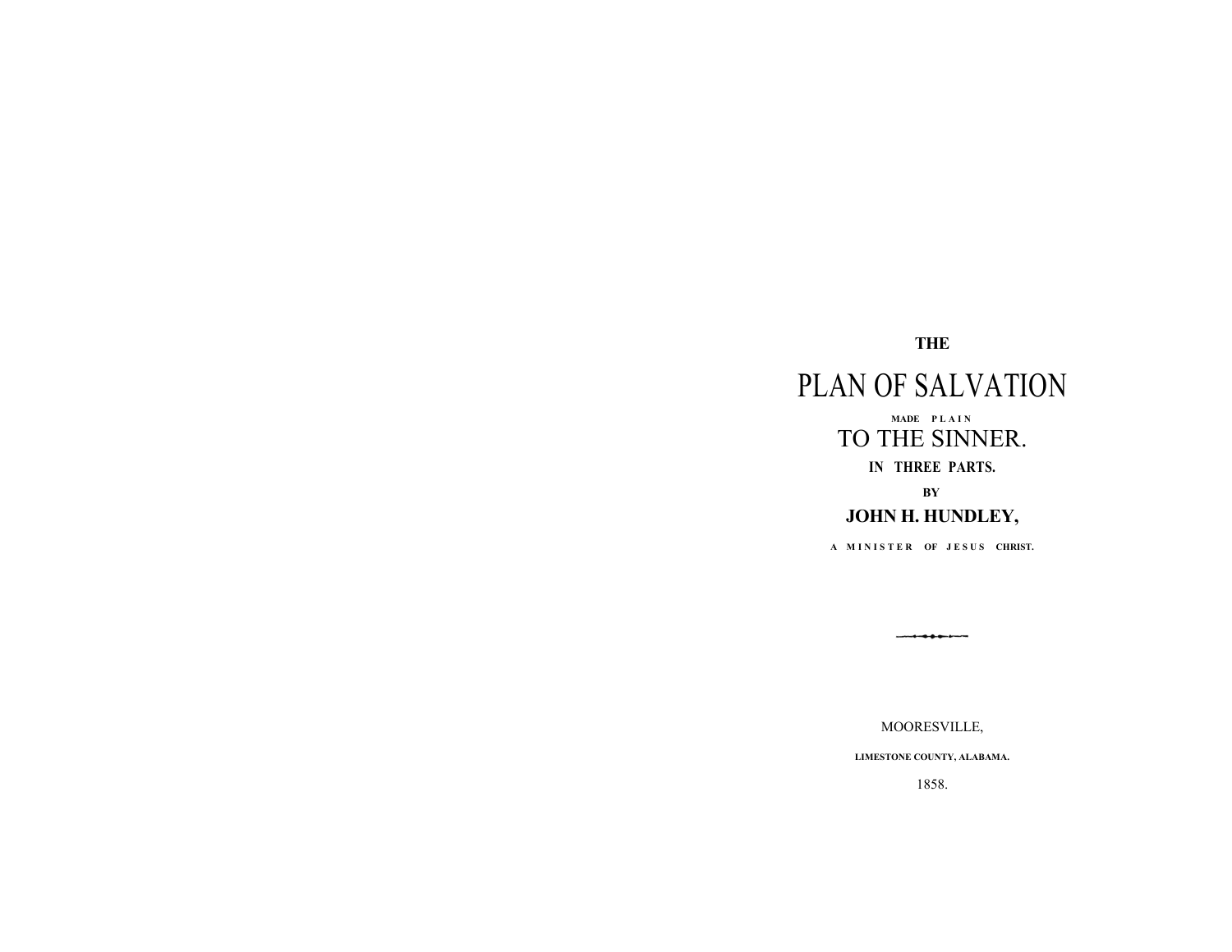**THE**

# PLAN OF SALVATION

**MADE PLAIN**

## TO THE SINNER.

**IN THREE PARTS.**

**BY**

**JOHN H. HUNDLEY,**

**A MINISTER OF JESUS CHRIST.**

MOORESVILLE,

**LIMESTONE COUNTY, ALABAMA.**

1858.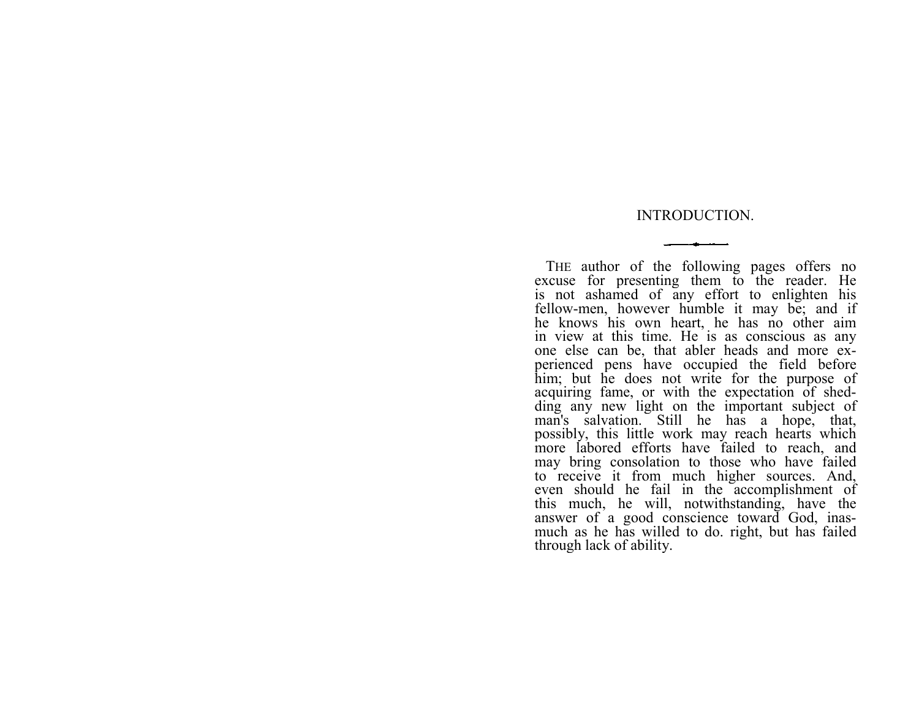# INTRODUCTION.

THE author of the following pages offers no excuse for presenting them to the reader. He is not ashamed of any effort to enlighten his fellow-men, however humble it may be; and if he knows his own heart, he has no other aim in view at this time. He is as conscious as any one else can be, that abler heads and more experienced pens have occupied the field before him; but he does not write for the purpose of acquiring fame, or with the expectation of shedding any new light on the important subject of man's salvation. Still he has a hope, that, possibly, this little work may reach hearts which more labored efforts have failed to reach, and may bring consolation to those who have failed to receive it from much higher sources. And, even should he fail in the accomplishment of this much, he will, notwithstanding, have the answer of a good conscience toward God, inasmuch as he has willed to do. right, but has failed through lack of ability.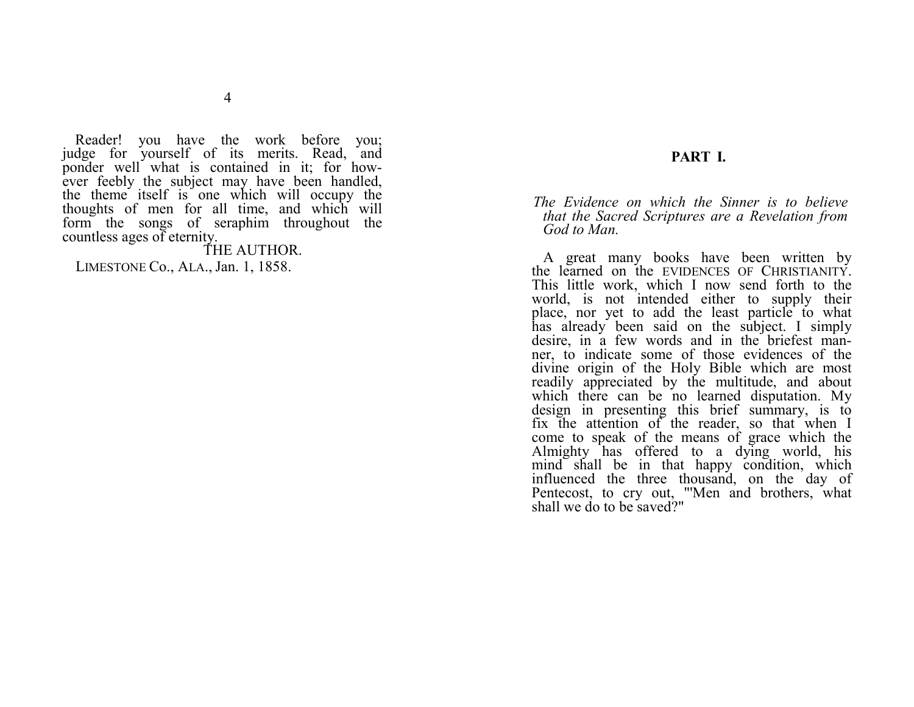Reader! you have the work before you; judge for yourself of its merits. Read, and ponder well what is contained in it; for however feebly the subject may have been handled, the theme itself is one which will occupy the thoughts of men for all time, and which will form the songs of seraphim throughout the countless ages of eternity.

THE AUTHOR.

LIMESTONE Co., ALA., Jan. 1, 1858.

## PART I.

*The Evidence on which the Sinner is to believe that the Sacred Scriptures are a Revelation from God to Man.*

A great many books have been written by the learned on the EVIDENCES OF CHRISTIANITY. This little work, which I now send forth to the world, is not intended either to supply their place, nor yet to add the least particle to what has already been said on the subject. I simply desire, in a few words and in the briefest manner, to indicate some of those evidences of the divine origin of the Holy Bible which are most readily appreciated by the multitude, and about which there can be no learned disputation. My design in presenting this brief summary, is to fix the attention of the reader, so that when I come to speak of the means of grace which the Almighty has offered to a dying world, his mind shall be in that happy condition, which influenced the three thousand, on the day of Pentecost, to cry out, "'Men and brothers, what shall we do to be saved?"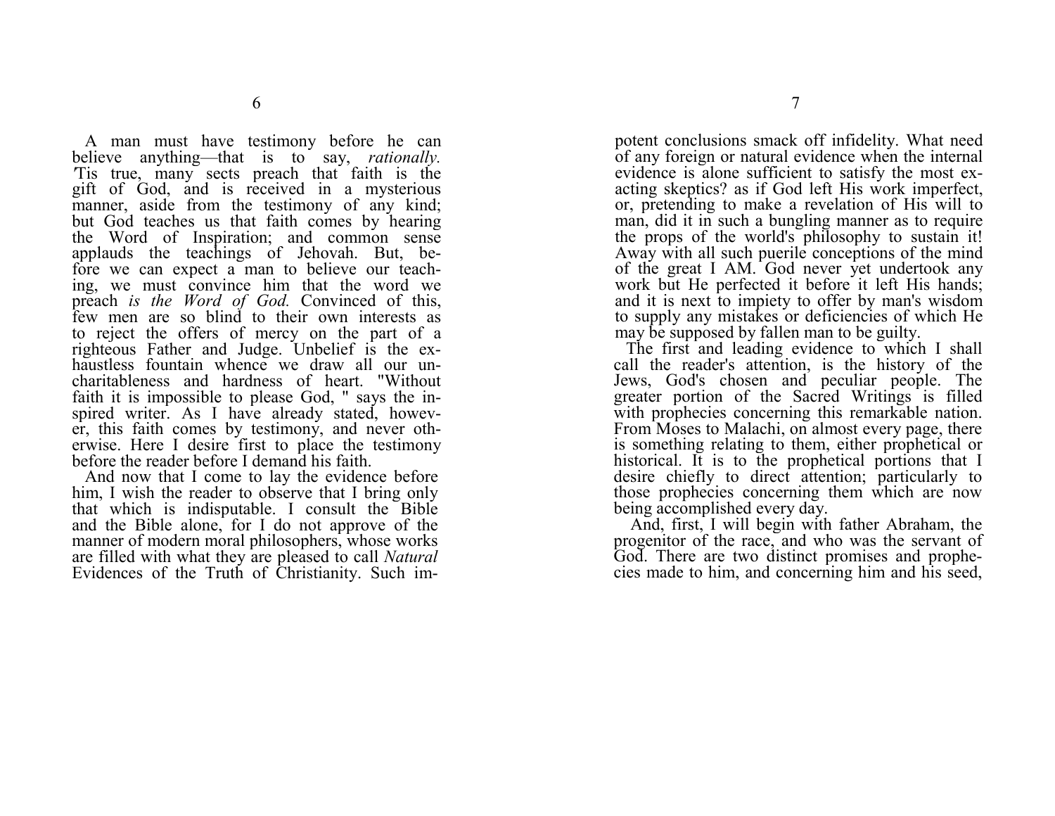A man must have testimony before he can believe anything—that is to say, *rationally.* 'Tis true, many sects preach that faith is the gift of God, and is received in a mysterious manner, aside from the testimony of any kind; but God teaches us that faith comes by hearing the Word of Inspiration; and common sense applauds the teachings of Jehovah. But, before we can expect a man to believe our teaching, we must convince him that the word we preach *is the Word of God.* Convinced of this, few men are so blind to their own interests as to reject the offers of mercy on the part of a righteous Father and Judge. Unbelief is the exhaustless fountain whence we draw all our uncharitableness and hardness of heart. "Without faith it is impossible to please God, " says the inspired writer. As I have already stated, however, this faith comes by testimony, and never otherwise. Here I desire first to place the testimony before the reader before I demand his faith.

And now that I come to lay the evidence before him, I wish the reader to observe that I bring only that which is indisputable. I consult the Bible and the Bible alone, for I do not approve of the manner of modern moral philosophers, whose works are filled with what they are pleased to call *Natural* Evidences of the Truth of Christianity. Such impotent conclusions smack off infidelity. What need of any foreign or natural evidence when the internal evidence is alone sufficient to satisfy the most exacting skeptics? as if God left His work imperfect, or, pretending to make a revelation of His will to man, did it in such a bungling manner as to require the props of the world's philosophy to sustain it! Away with all such puerile conceptions of the mind of the great I AM. God never yet undertook any work but He perfected it before it left His hands; and it is next to impiety to offer by man's wisdom to supply any mistakes or deficiencies of which He may be supposed by fallen man to be guilty.

The first and leading evidence to which I shall call the reader's attention, is the history of the Jews, God's chosen and peculiar people. The greater portion of the Sacred Writings is filled with prophecies concerning this remarkable nation. From Moses to Malachi, on almost every page, there is something relating to them, either prophetical or historical. It is to the prophetical portions that I desire chiefly to direct attention; particularly to those prophecies concerning them which are now being accomplished every day.

And, first, I will begin with father Abraham, the progenitor of the race, and who was the servant of God. There are two distinct promises and prophecies made to him, and concerning him and his seed,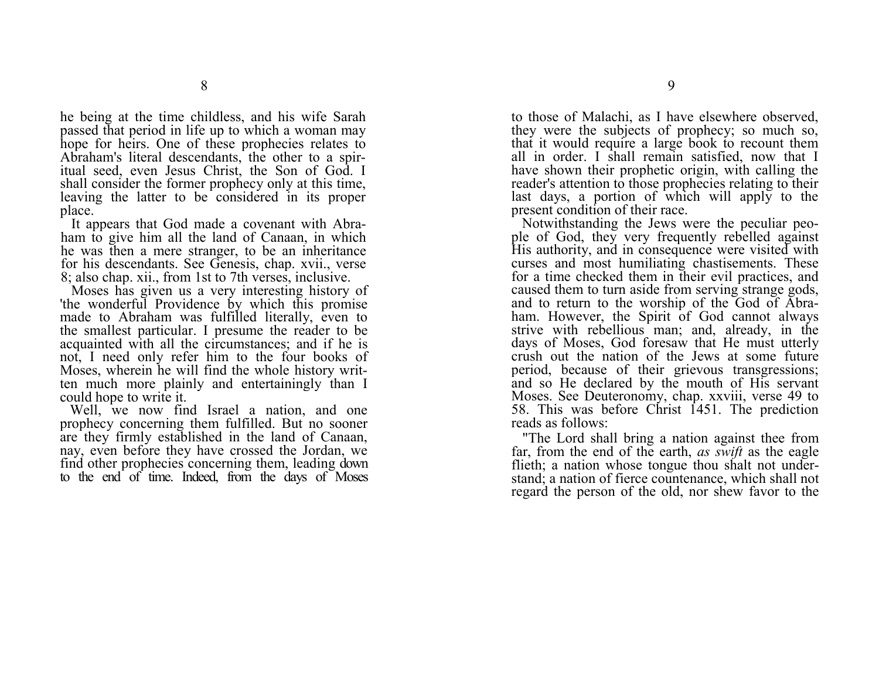he being at the time childless, and his wife Sarah passed that period in life up to which a woman may hope for heirs. One of these prophecies relates to Abraham's literal descendants, the other to a spiritual seed, even Jesus Christ, the Son of God. I shall consider the former prophecy only at this time, leaving the latter to be considered in its proper place.

It appears that God made a covenant with Abraham to give him all the land of Canaan, in which he was then a mere stranger, to be an inheritance for his descendants. See Genesis, chap. xvii., verse 8; also chap. xii., from 1st to 7th verses, inclusive.

Moses has given us a very interesting history of 'the wonderful Providence by which this promise made to Abraham was fulfilled literally, even to the smallest particular. I presume the reader to be acquainted with all the circumstances; and if he is not, I need only refer him to the four books of Moses, wherein he will find the whole history written much more plainly and entertainingly than I could hope to write it.

Well, we now find Israel a nation, and one prophecy concerning them fulfilled. But no sooner are they firmly established in the land of Canaan, nay, even before they have crossed the Jordan, we find other prophecies concerning them, leading down to the end of time. Indeed, from the days of Moses to those of Malachi, as I have elsewhere observed, they were the subjects of prophecy; so much so, that it would require a large book to recount them all in order. I shall remain satisfied, now that I have shown their prophetic origin, with calling the reader's attention to those prophecies relating to their last days, a portion of which will apply to the present condition of their race.

Notwithstanding the Jews were the peculiar people of God, they very frequently rebelled against His authority, and in consequence were visited with curses and most humiliating chastisements. These for a time checked them in their evil practices, and caused them to turn aside from serving strange gods, and to return to the worship of the God of Abraham. However, the Spirit of God cannot always strive with rebellious man; and, already, in the days of Moses, God foresaw that He must utterly crush out the nation of the Jews at some future period, because of their grievous transgressions; and so He declared by the mouth of His servant Moses. See Deuteronomy, chap. xxviii, verse 49 to 58. This was before Christ 1451. The prediction reads as follows:

"The Lord shall bring a nation against thee from far, from the end of the earth, *as swift* as the eagle flieth; a nation whose tongue thou shalt not understand; a nation of fierce countenance, which shall not regard the person of the old, nor shew favor to the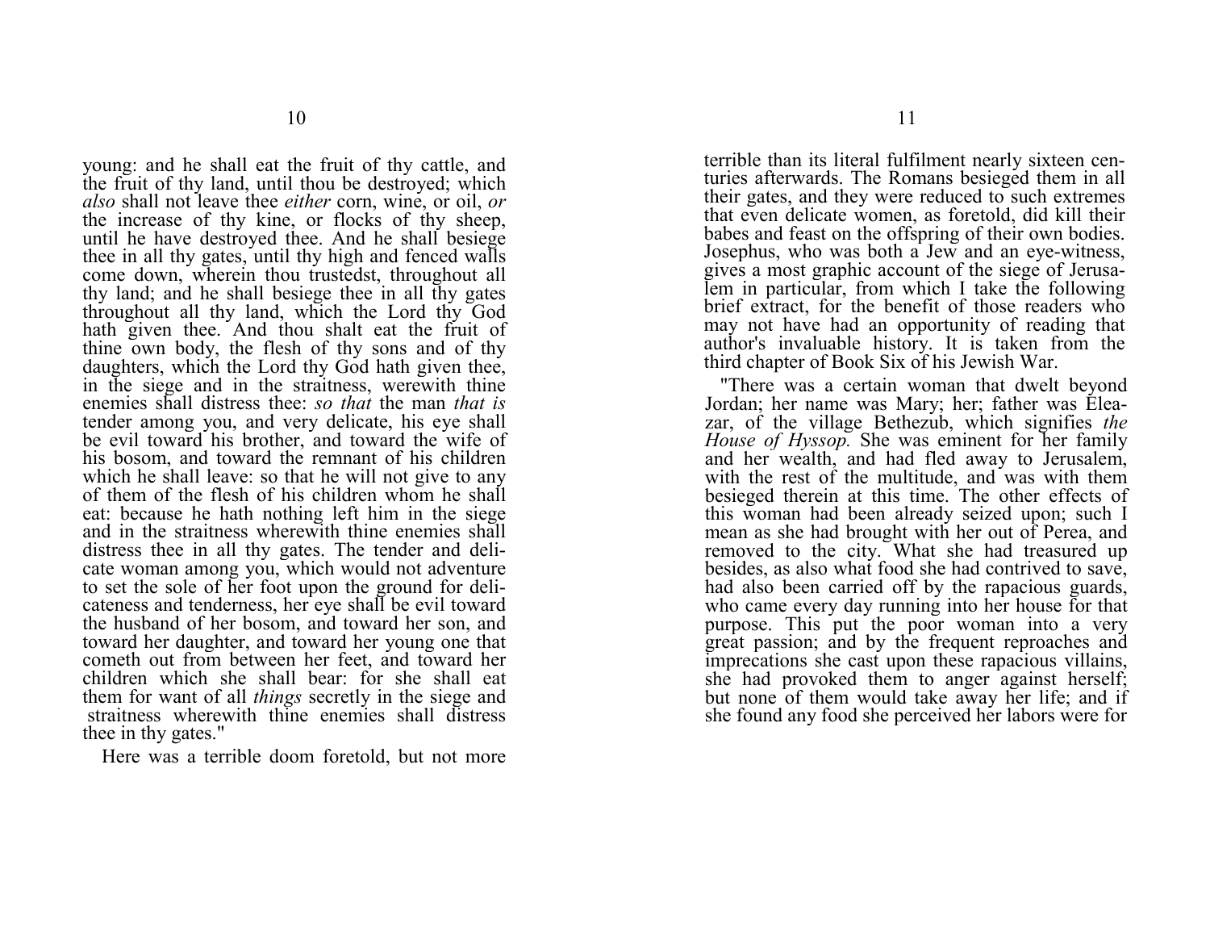young: and he shall eat the fruit of thy cattle, and the fruit of thy land, until thou be destroyed; which *also* shall not leave thee *either* corn, wine, or oil, *or* the increase of thy kine, or flocks of thy sheep, until he have destroyed thee. And he shall besiege thee in all thy gates, until thy high and fenced walls come down, wherein thou trustedst, throughout all thy land; and he shall besiege thee in all thy gates throughout all thy land, which the Lord thy God hath given thee. And thou shalt eat the fruit of thine own body, the flesh of thy sons and of thy daughters, which the Lord thy God hath given thee, in the siege and in the straitness, werewith thine enemies shall distress thee: *so that* the man *that is* tender among you, and very delicate, his eye shall be evil toward his brother, and toward the wife of his bosom, and toward the remnant of his children which he shall leave: so that he will not give to any of them of the flesh of his children whom he shall eat: because he hath nothing left him in the siege and in the straitness wherewith thine enemies shall distress thee in all thy gates. The tender and delicate woman among you, which would not adventure to set the sole of her foot upon the ground for delicateness and tenderness, her eye shall be evil toward the husband of her bosom, and toward her son, and toward her daughter, and toward her young one that cometh out from between her feet, and toward her children which she shall bear: for she shall eat them for want of all *things* secretly in the siege and straitness wherewith thine enemies shall distress thee in thy gates."

Here was a terrible doom foretold, but not more terrible than its literal fulfilment nearly sixteen centuries afterwards. The Romans besieged them in all their gates, and they were reduced to such extremes that even delicate women, as foretold, did kill their babes and feast on the offspring of their own bodies. Josephus, who was both a Jew and an eye-witness, gives a most graphic account of the siege of Jerusalem in particular, from which I take the following brief extract, for the benefit of those readers who may not have had an opportunity of reading that author's invaluable history. It is taken from the third chapter of Book Six of his Jewish War.

"There was a certain woman that dwelt beyond Jordan; her name was Mary; her; father was Eleazar, of the village Bethezub, which signifies *the House of Hyssop.* She was eminent for her family and her wealth, and had fled away to Jerusalem, with the rest of the multitude, and was with them besieged therein at this time. The other effects of this woman had been already seized upon; such I mean as she had brought with her out of Perea, and removed to the city. What she had treasured up besides, as also what food she had contrived to save, had also been carried off by the rapacious guards, who came every day running into her house for that purpose. This put the poor woman into a very great passion; and by the frequent reproaches and imprecations she cast upon these rapacious villains, she had provoked them to anger against herself; but none of them would take away her life; and if she found any food she perceived her labors were for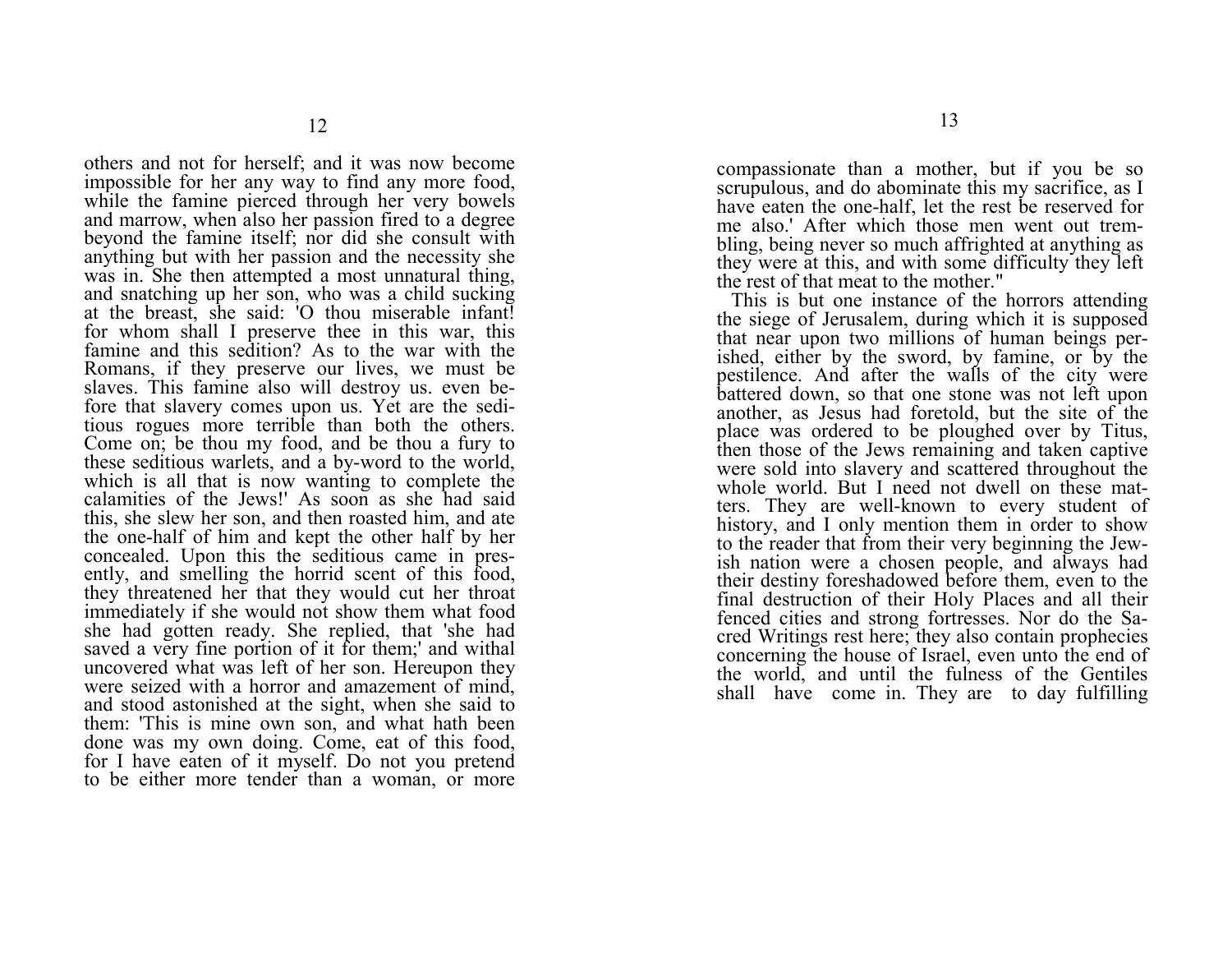others and not for herself; and it was now become impossible for her any way to find any more food, while the famine pierced through her very bowels and marrow, when also her passion fired to a degree beyond the famine itself; nor did she consult with anything but with her passion and the necessity she was in. She then attempted a most unnatural thing, and snatching up her son, who was a child sucking at the breast, she said: 'O thou miserable infant! for whom shall I preserve thee in this war, this famine and this sedition? As to the war with the Romans, if they preserve our lives, we must be slaves. This famine also will destroy us. even before that slavery comes upon us. Yet are the seditious rogues more terrible than both the others. Come on; be thou my food, and be thou a fury to these seditious warlets, and a by-word to the world, which is all that is now wanting to complete the calamities of the Jews!' As soon as she had said this, she slew her son, and then roasted him, and ate the one-half of him and kept the other half by her concealed. Upon this the seditious came in presently, and smelling the horrid scent of this food, they threatened her that they would cut her throat immediately if she would not show them what food she had gotten ready. She replied, that 'she had saved a very fine portion of it for them;' and withal uncovered what was left of her son. Hereupon they were seized with a horror and amazement of mind, and stood astonished at the sight, when she said to them: 'This is mine own son, and what hath been done was my own doing. Come, eat of this food, for I have eaten of it myself. Do not you pretend to be either more tender than a woman, or more compassionate than a mother, but if you be so scrupulous, and do abominate this my sacrifice, as I have eaten the one-half, let the rest be reserved for me also.' After which those men went out trembling, being never so much affrighted at anything as they were at this, and with some difficulty they left the rest of that meat to the mother."

This is but one instance of the horrors attending the siege of Jerusalem, during which it is supposed that near upon two millions of human beings perished, either by the sword, by famine, or by the pestilence. And after the walls of the city were battered down, so that one stone was not left upon another, as Jesus had foretold, but the site of the place was ordered to be ploughed over by Titus, then those of the Jews remaining and taken captive were sold into slavery and scattered throughout the whole world. But I need not dwell on these matters. They are well-known to every student of history, and I only mention them in order to show to the reader that from their very beginning the Jewish nation were a chosen people, and always had their destiny foreshadowed before them, even to the final destruction of their Holy Places and all their fenced cities and strong fortresses. Nor do the Sacred Writings rest here; they also contain prophecies concerning the house of Israel, even unto the end of the world, and until the fulness of the Gentiles shall have come in. They are to day fulfilling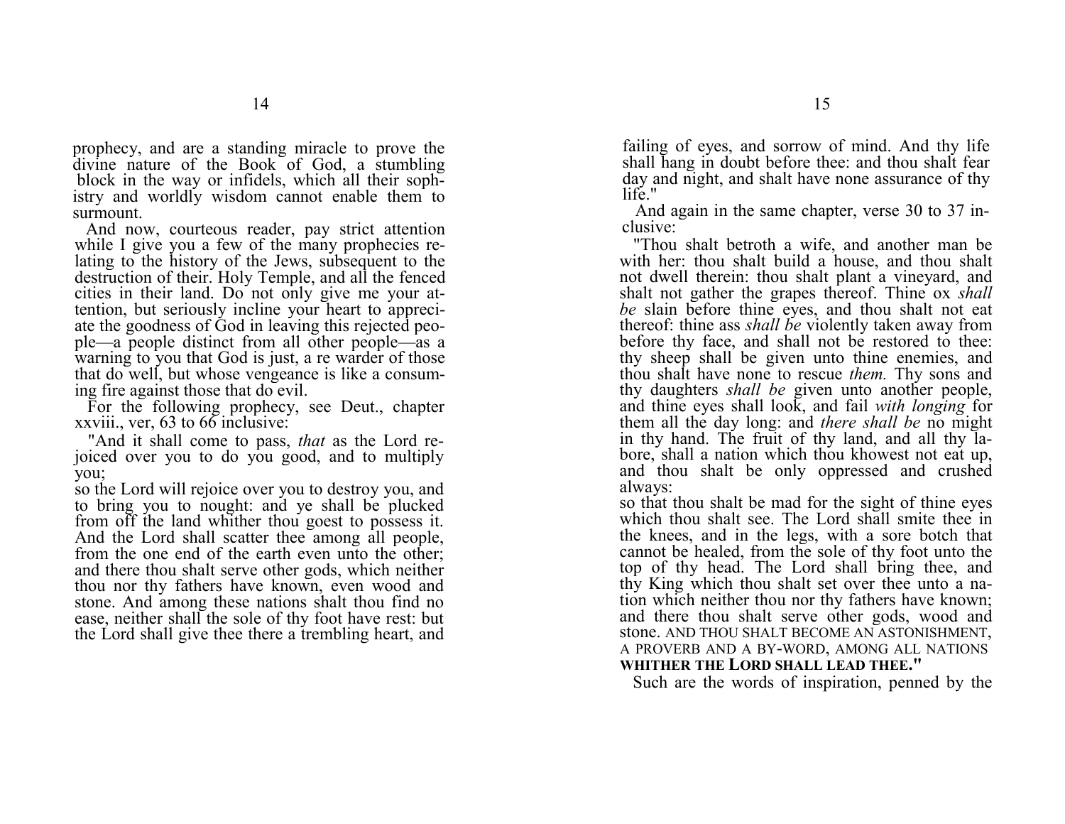prophecy, and are a standing miracle to prove the divine nature of the Book of God, a stumbling block in the way or infidels, which all their sophistry and worldly wisdom cannot enable them to surmount.

And now, courteous reader, pay strict attention while I give you a few of the many prophecies relating to the history of the Jews, subsequent to the destruction of their. Holy Temple, and all the fenced cities in their land. Do not only give me your attention, but seriously incline your heart to appreciate the goodness of God in leaving this rejected people—a people distinct from all other people—as a warning to you that God is just, a re warder of those that do well, but whose vengeance is like a consuming fire against those that do evil.

For the following prophecy, see Deut., chapter xxviii., ver, 63 to 66 inclusive:

"And it shall come to pass, *that* as the Lord rejoiced over you to do you good, and to multiply you;
so the Lord will rejoice over you to destroy you, and to bring you to nought: and ye shall be plucked from off the land whither thou goest to possess it. And the Lord shall scatter thee among all people, from the one end of the earth even unto the other; and there thou shalt serve other gods, which neither thou nor thy fathers have known, even wood and stone. And among these nations shalt thou find no ease, neither shall the sole of thy foot have rest: but the Lord shall give thee there a trembling heart, and failing of eyes, and sorrow of mind. And thy life shall hang in doubt before thee: and thou shalt fear day and night, and shalt have none assurance of thy life."

And again in the same chapter, verse 30 to 37 inclusive:

"Thou shalt betroth a wife, and another man be with her: thou shalt build a house, and thou shalt not dwell therein: thou shalt plant a vineyard, and shalt not gather the grapes thereof. Thine ox *shall be* slain before thine eyes, and thou shalt not eat thereof: thine ass *shall be* violently taken away from before thy face, and shall not be restored to thee: thy sheep shall be given unto thine enemies, and thou shalt have none to rescue *them.* Thy sons and thy daughters *shall be* given unto another people, and thine eyes shall look, and fail *with longing* for them all the day long: and *there shall be* no might in thy hand. The fruit of thy land, and all thy labore, shall a nation which thou khowest not eat up, and thou shalt be only oppressed and crushed always:
so that thou shalt be mad for the sight of thine eyes which thou shalt see. The Lord shall smite thee in the knees, and in the legs, with a sore botch that cannot be healed, from the sole of thy foot unto the top of thy head. The Lord shall bring thee, and thy King which thou shalt set over thee unto a nation which neither thou nor thy fathers have known; and there thou shalt serve other gods, wood and stone. AND THOU SHALT BECOME AN ASTONISHMENT, A PROVERB AND A BY-WORD, AMONG ALL NATIONS **WHITHER THE LORD SHALL LEAD THEE."**

Such are the words of inspiration, penned by the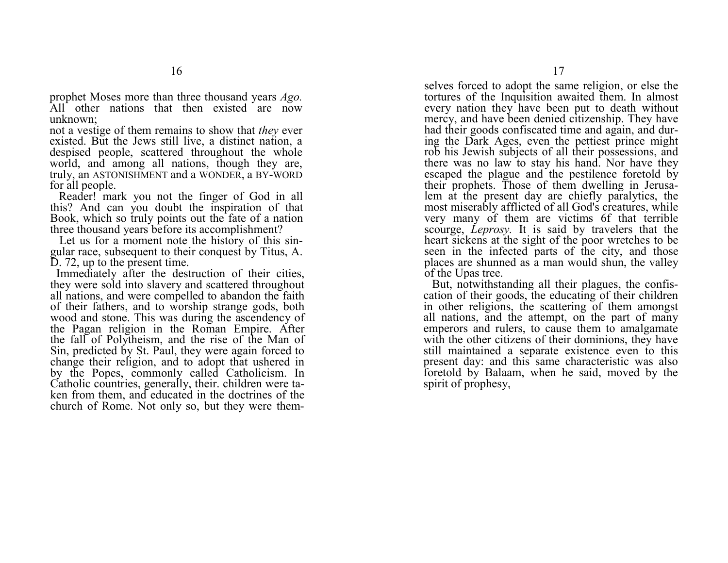prophet Moses more than three thousand years *Ago.* All other nations that then existed are now unknown;
not a vestige of them remains to show that *they* ever existed. But the Jews still live, a distinct nation, a despised people, scattered throughout the whole world, and among all nations, though they are, truly, an ASTONISHMENT and a WONDER, a BY-WORD for all people.

Reader! mark you not the finger of God in all this? And can you doubt the inspiration of that Book, which so truly points out the fate of a nation three thousand years before its accomplishment?

Let us for a moment note the history of this singular race, subsequent to their conquest by Titus, A. D. 72, up to the present time.

Immediately after the destruction of their cities, they were sold into slavery and scattered throughout all nations, and were compelled to abandon the faith of their fathers, and to worship strange gods, both wood and stone. This was during the ascendency of the Pagan religion in the Roman Empire. After the fall of Polytheism, and the rise of the Man of Sin, predicted by St. Paul, they were again forced to change their religion, and to adopt that ushered in by the Popes, commonly called Catholicism. In Catholic countries, generally, their. children were taken from them, and educated in the doctrines of the church of Rome. Not only so, but they were themselves forced to adopt the same religion, or else the tortures of the Inquisition awaited them. In almost every nation they have been put to death without mercy, and have been denied citizenship. They have had their goods confiscated time and again, and during the Dark Ages, even the pettiest prince might rob his Jewish subjects of all their possessions, and there was no law to stay his hand. Nor have they escaped the plague and the pestilence foretold by their prophets. Those of them dwelling in Jerusalem at the present day are chiefly paralytics, the most miserably afflicted of all God's creatures, while very many of them are victims 6f that terrible scourge, *Leprosy.* It is said by travelers that the heart sickens at the sight of the poor wretches to be seen in the infected parts of the city, and those places are shunned as a man would shun, the valley of the Upas tree.

But, notwithstanding all their plagues, the confiscation of their goods, the educating of their children in other religions, the scattering of them amongst all nations, and the attempt, on the part of many emperors and rulers, to cause them to amalgamate with the other citizens of their dominions, they have still maintained a separate existence even to this present day: and this same characteristic was also foretold by Balaam, when he said, moved by the spirit of prophesy,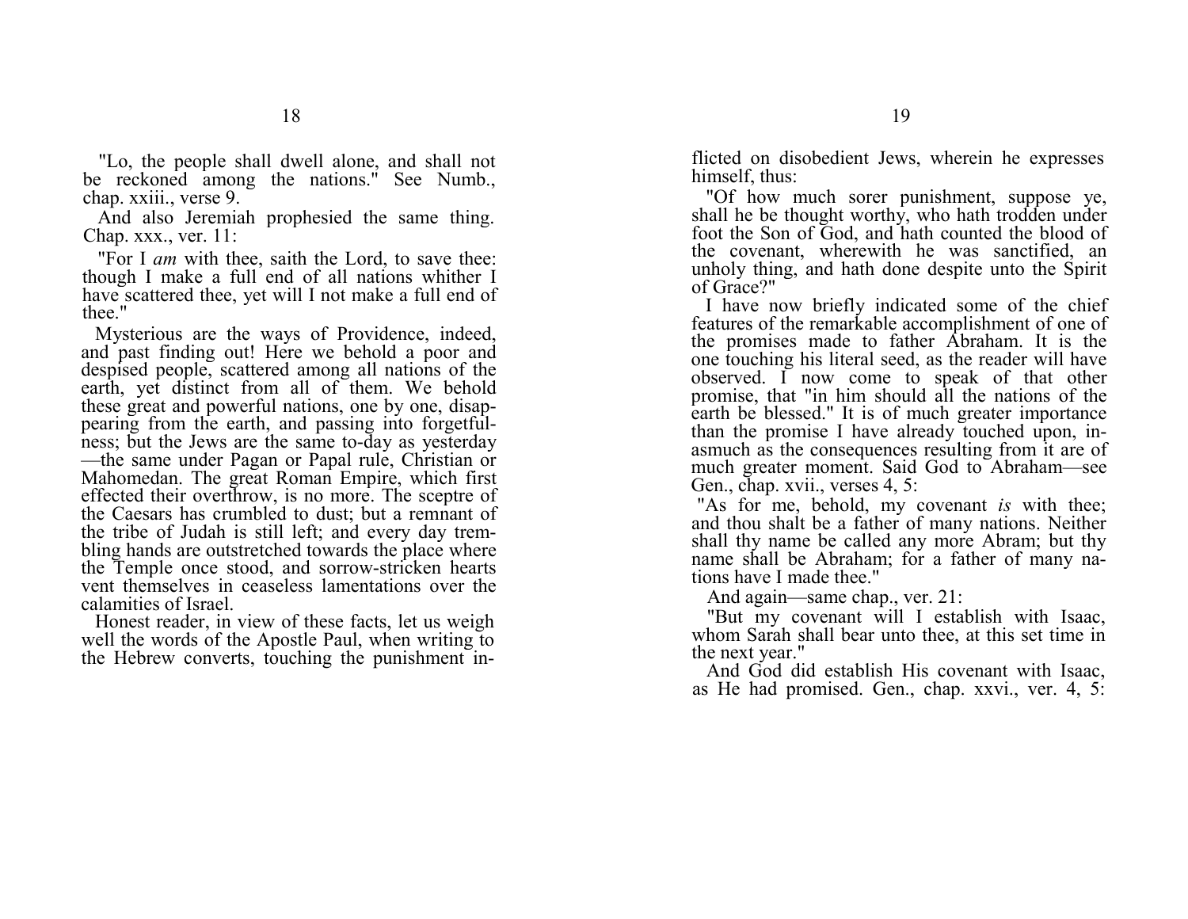"Lo, the people shall dwell alone, and shall not be reckoned among the nations." See Numb., chap. xxiii., verse 9.

And also Jeremiah prophesied the same thing. Chap. xxx., ver. 11:

"For I *am* with thee, saith the Lord, to save thee: though I make a full end of all nations whither I have scattered thee, yet will I not make a full end of thee."

Mysterious are the ways of Providence, indeed, and past finding out! Here we behold a poor and despised people, scattered among all nations of the earth, yet distinct from all of them. We behold these great and powerful nations, one by one, disappearing from the earth, and passing into forgetfulness; but the Jews are the same to-day as yesterday —the same under Pagan or Papal rule, Christian or Mahomedan. The great Roman Empire, which first effected their overthrow, is no more. The sceptre of the Caesars has crumbled to dust; but a remnant of the tribe of Judah is still left; and every day trembling hands are outstretched towards the place where the Temple once stood, and sorrow-stricken hearts vent themselves in ceaseless lamentations over the calamities of Israel.

Honest reader, in view of these facts, let us weigh well the words of the Apostle Paul, when writing to the Hebrew converts, touching the punishment inflicted on disobedient Jews, wherein he expresses himself, thus:

"Of how much sorer punishment, suppose ye, shall he be thought worthy, who hath trodden under foot the Son of God, and hath counted the blood of the covenant, wherewith he was sanctified, an unholy thing, and hath done despite unto the Spirit of Grace?"

I have now briefly indicated some of the chief features of the remarkable accomplishment of one of the promises made to father Abraham. It is the one touching his literal seed, as the reader will have observed. I now come to speak of that other promise, that "in him should all the nations of the earth be blessed." It is of much greater importance than the promise I have already touched upon, inasmuch as the consequences resulting from it are of much greater moment. Said God to Abraham—see Gen., chap. xvii., verses 4, 5:

"As for me, behold, my covenant *is* with thee; and thou shalt be a father of many nations. Neither shall thy name be called any more Abram; but thy name shall be Abraham; for a father of many nations have I made thee."

And again—same chap., ver. 21:

"But my covenant will I establish with Isaac, whom Sarah shall bear unto thee, at this set time in the next year."

And God did establish His covenant with Isaac, as He had promised. Gen., chap. xxvi., ver. 4, 5: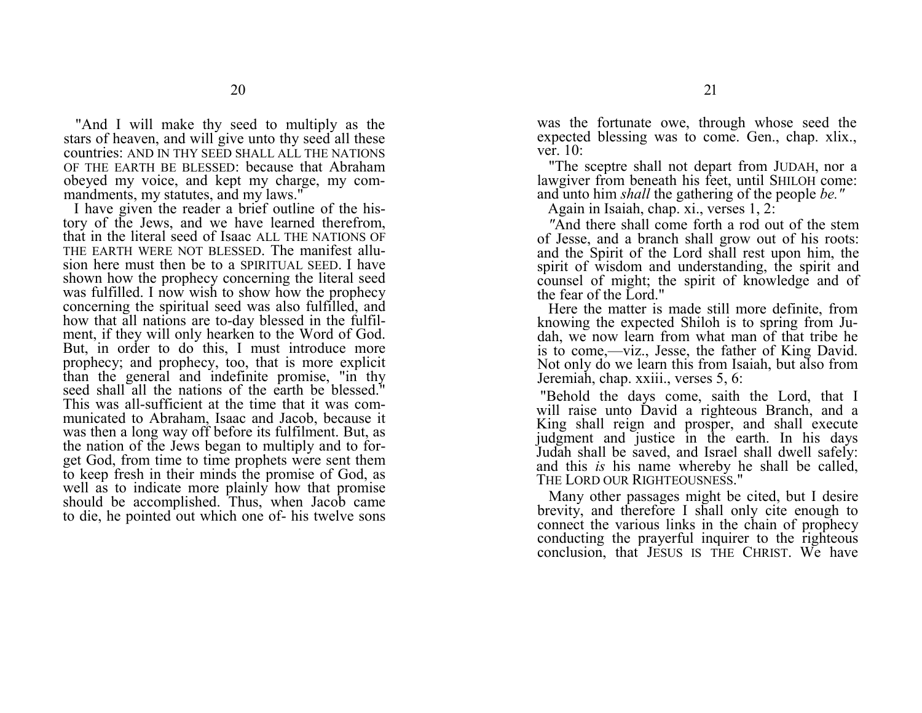"And I will make thy seed to multiply as the stars of heaven, and will give unto thy seed all these countries: AND IN THY SEED SHALL ALL THE NATIONS OF THE EARTH BE BLESSED: because that Abraham obeyed my voice, and kept my charge, my commandments, my statutes, and my laws."

I have given the reader a brief outline of the history of the Jews, and we have learned therefrom, that in the literal seed of Isaac ALL THE NATIONS OF THE EARTH WERE NOT BLESSED. The manifest allusion here must then be to a SPIRITUAL SEED. I have shown how the prophecy concerning the literal seed was fulfilled. I now wish to show how the prophecy concerning the spiritual seed was also fulfilled, and how that all nations are to-day blessed in the fulfilment, if they will only hearken to the Word of God. But, in order to do this, I must introduce more prophecy; and prophecy, too, that is more explicit than the general and indefinite promise, "in thy seed shall all the nations of the earth be blessed." This was all-sufficient at the time that it was communicated to Abraham, Isaac and Jacob, because it was then a long way off before its fulfilment. But, as the nation of the Jews began to multiply and to forget God, from time to time prophets were sent them to keep fresh in their minds the promise of God, as well as to indicate more plainly how that promise should be accomplished. Thus, when Jacob came to die, he pointed out which one of- his twelve sons was the fortunate owe, through whose seed the expected blessing was to come. Gen., chap. xlix., ver. 10:

"The sceptre shall not depart from JUDAH, nor a lawgiver from beneath his feet, until SHILOH come: and unto him *shall* the gathering of the people *be."*

Again in Isaiah, chap. xi., verses 1, 2:

"And there shall come forth a rod out of the stem of Jesse, and a branch shall grow out of his roots: and the Spirit of the Lord shall rest upon him, the spirit of wisdom and understanding, the spirit and counsel of might; the spirit of knowledge and of the fear of the Lord."

Here the matter is made still more definite, from knowing the expected Shiloh is to spring from Judah, we now learn from what man of that tribe he is to come,—viz., Jesse, the father of King David. Not only do we learn this from Isaiah, but also from Jeremiah, chap. xxiii., verses 5, 6:

"Behold the days come, saith the Lord, that I will raise unto David a righteous Branch, and a King shall reign and prosper, and shall execute judgment and justice in the earth. In his days Judah shall be saved, and Israel shall dwell safely: and this *is* his name whereby he shall be called, THE LORD OUR RIGHTEOUSNESS."

Many other passages might be cited, but I desire brevity, and therefore I shall only cite enough to connect the various links in the chain of prophecy conducting the prayerful inquirer to the righteous conclusion, that JESUS IS THE CHRIST. We have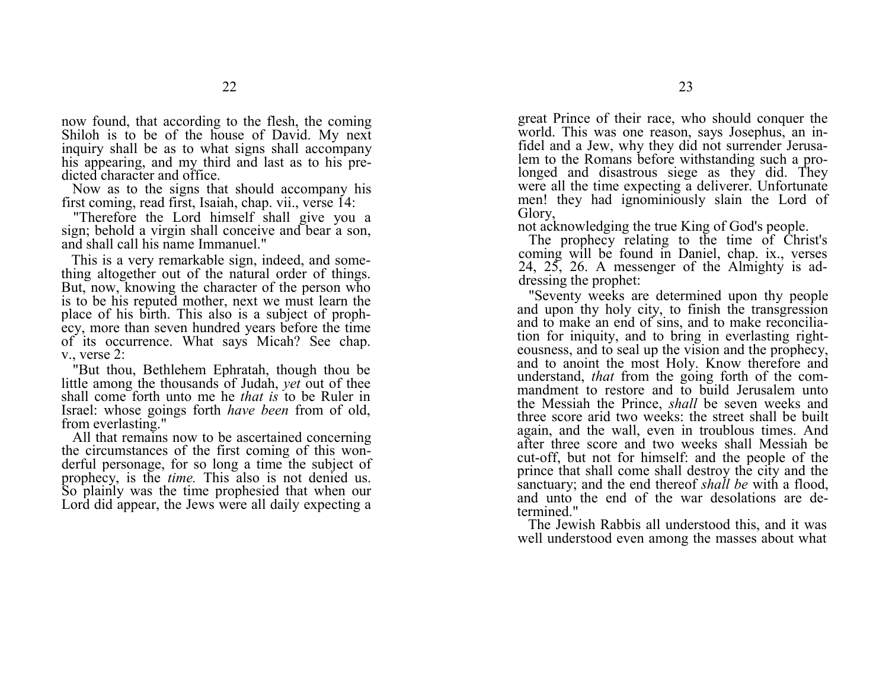now found, that according to the flesh, the coming Shiloh is to be of the house of David. My next inquiry shall be as to what signs shall accompany his appearing, and my third and last as to his predicted character and office.

Now as to the signs that should accompany his first coming, read first, Isaiah, chap. vii., verse 14:

"Therefore the Lord himself shall give you a sign; behold a virgin shall conceive and bear a son, and shall call his name Immanuel."

This is a very remarkable sign, indeed, and something altogether out of the natural order of things. But, now, knowing the character of the person who is to be his reputed mother, next we must learn the place of his birth. This also is a subject of prophecy, more than seven hundred years before the time of its occurrence. What says Micah? See chap. v., verse 2:

"But thou, Bethlehem Ephratah, though thou be little among the thousands of Judah, *yet* out of thee shall come forth unto me he *that is* to be Ruler in Israel: whose goings forth *have been* from of old, from everlasting."

All that remains now to be ascertained concerning the circumstances of the first coming of this wonderful personage, for so long a time the subject of prophecy, is the *time.* This also is not denied us. So plainly was the time prophesied that when our Lord did appear, the Jews were all daily expecting a great Prince of their race, who should conquer the world. This was one reason, says Josephus, an infidel and a Jew, why they did not surrender Jerusalem to the Romans before withstanding such a prolonged and disastrous siege as they did. They were all the time expecting a deliverer. Unfortunate men! they had ignominiously slain the Lord of Glory,
not acknowledging the true King of God's people.

The prophecy relating to the time of Christ's coming will be found in Daniel, chap. ix., verses 24, 25, 26. A messenger of the Almighty is addressing the prophet:

"Seventy weeks are determined upon thy people and upon thy holy city, to finish the transgression and to make an end of sins, and to make reconciliation for iniquity, and to bring in everlasting righteousness, and to seal up the vision and the prophecy, and to anoint the most Holy. Know therefore and understand, *that* from the going forth of the commandment to restore and to build Jerusalem unto the Messiah the Prince, *shall* be seven weeks and three score arid two weeks: the street shall be built again, and the wall, even in troublous times. And after three score and two weeks shall Messiah be cut-off, but not for himself: and the people of the prince that shall come shall destroy the city and the sanctuary; and the end thereof *shall be* with a flood, and unto the end of the war desolations are determined."

The Jewish Rabbis all understood this, and it was well understood even among the masses about what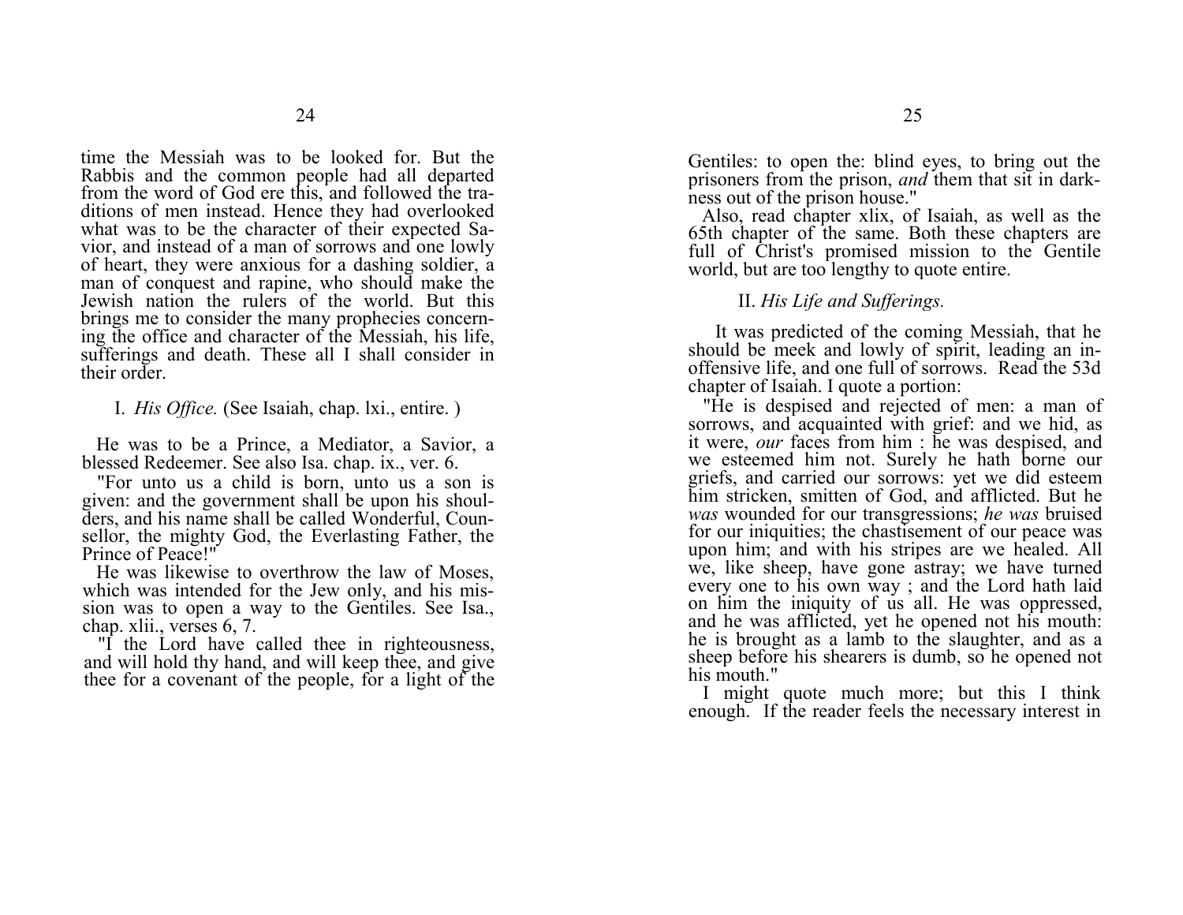time the Messiah was to be looked for. But the Rabbis and the common people had all departed from the word of God ere this, and followed the traditions of men instead. Hence they had overlooked what was to be the character of their expected Savior, and instead of a man of sorrows and one lowly of heart, they were anxious for a dashing soldier, a man of conquest and rapine, who should make the Jewish nation the rulers of the world. But this brings me to consider the many prophecies concerning the office and character of the Messiah, his life, sufferings and death. These all I shall consider in their order.

I. *His Office.* (See Isaiah, chap. lxi., entire. )

He was to be a Prince, a Mediator, a Savior, a blessed Redeemer. See also Isa. chap. ix., ver. 6.

"For unto us a child is born, unto us a son is given: and the government shall be upon his shoulders, and his name shall be called Wonderful, Counsellor, the mighty God, the Everlasting Father, the Prince of Peace!"

He was likewise to overthrow the law of Moses, which was intended for the Jew only, and his mission was to open a way to the Gentiles. See Isa., chap. xlii., verses 6, 7.

"I the Lord have called thee in righteousness, and will hold thy hand, and will keep thee, and give thee for a covenant of the people, for a light of the Gentiles: to open the: blind eyes, to bring out the prisoners from the prison, *and* them that sit in darkness out of the prison house."

Also, read chapter xlix, of Isaiah, as well as the 65th chapter of the same. Both these chapters are full of Christ's promised mission to the Gentile world, but are too lengthy to quote entire.

II. *His Life and Sufferings.*

It was predicted of the coming Messiah, that he should be meek and lowly of spirit, leading an inoffensive life, and one full of sorrows. Read the 53d chapter of Isaiah. I quote a portion:

"He is despised and rejected of men: a man of sorrows, and acquainted with grief: and we hid, as it were, *our* faces from him : he was despised, and we esteemed him not. Surely he hath borne our griefs, and carried our sorrows: yet we did esteem him stricken, smitten of God, and afflicted. But he *was* wounded for our transgressions; *he was* bruised for our iniquities; the chastisement of our peace was upon him; and with his stripes are we healed. All we, like sheep, have gone astray; we have turned every one to his own way ; and the Lord hath laid on him the iniquity of us all. He was oppressed, and he was afflicted, yet he opened not his mouth: he is brought as a lamb to the slaughter, and as a sheep before his shearers is dumb, so he opened not his mouth."

I might quote much more; but this I think enough. If the reader feels the necessary interest in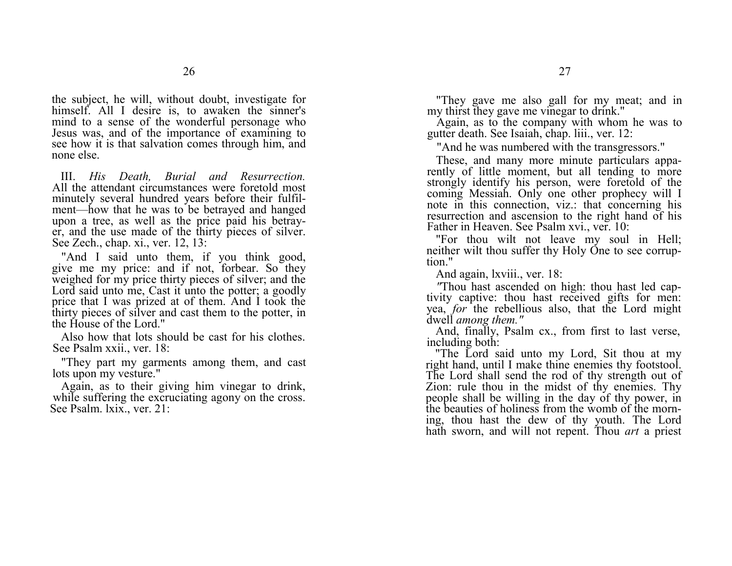the subject, he will, without doubt, investigate for himself. All I desire is, to awaken the sinner's mind to a sense of the wonderful personage who Jesus was, and of the importance of examining to see how it is that salvation comes through him, and none else.

III. *His Death, Burial and Resurrection.* All the attendant circumstances were foretold most minutely several hundred years before their fulfilment—how that he was to be betrayed and hanged upon a tree, as well as the price paid his betrayer, and the use made of the thirty pieces of silver. See Zech., chap. xi., ver. 12, 13:

"And I said unto them, if you think good, give me my price: and if not, forbear. So they weighed for my price thirty pieces of silver; and the Lord said unto me, Cast it unto the potter; a goodly price that I was prized at of them. And I took the thirty pieces of silver and cast them to the potter, in the House of the Lord."

Also how that lots should be cast for his clothes. See Psalm xxii., ver. 18:

"They part my garments among them, and cast lots upon my vesture."

Again, as to their giving him vinegar to drink, while suffering the excruciating agony on the cross. See Psalm. lxix., ver. 21:

"They gave me also gall for my meat; and in my thirst they gave me vinegar to drink."

Again, as to the company with whom he was to gutter death. See Isaiah, chap. liii., ver. 12:

"And he was numbered with the transgressors."

These, and many more minute particulars apparently of little moment, but all tending to more strongly identify his person, were foretold of the coming Messiah. Only one other prophecy will I note in this connection, viz.: that concerning his resurrection and ascension to the right hand of his Father in Heaven. See Psalm xvi., ver. 10:

"For thou wilt not leave my soul in Hell; neither wilt thou suffer thy Holy One to see corruption."

And again, lxviii., ver. 18:

"Thou hast ascended on high: thou hast led captivity captive: thou hast received gifts for men: yea, *for* the rebellious also, that the Lord might dwell *among them."*

And, finally, Psalm cx., from first to last verse, including both:

"The Lord said unto my Lord, Sit thou at my right hand, until I make thine enemies thy footstool. The Lord shall send the rod of thy strength out of Zion: rule thou in the midst of thy enemies. Thy people shall be willing in the day of thy power, in the beauties of holiness from the womb of the morning, thou hast the dew of thy youth. The Lord hath sworn, and will not repent. Thou *art* a priest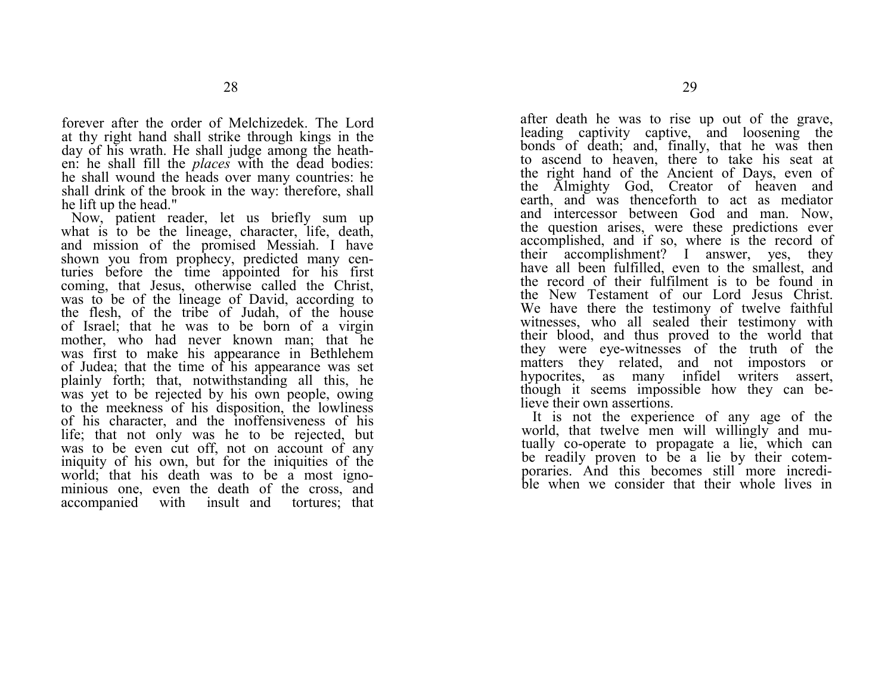forever after the order of Melchizedek. The Lord at thy right hand shall strike through kings in the day of his wrath. He shall judge among the heathen: he shall fill the *places* with the dead bodies: he shall wound the heads over many countries: he shall drink of the brook in the way: therefore, shall he lift up the head."

Now, patient reader, let us briefly sum up what is to be the lineage, character, life, death, and mission of the promised Messiah. I have shown you from prophecy, predicted many centuries before the time appointed for his first coming, that Jesus, otherwise called the Christ, was to be of the lineage of David, according to the flesh, of the tribe of Judah, of the house of Israel; that he was to be born of a virgin mother, who had never known man; that he was first to make his appearance in Bethlehem of Judea; that the time of his appearance was set plainly forth; that, notwithstanding all this, he was yet to be rejected by his own people, owing to the meekness of his disposition, the lowliness of his character, and the inoffensiveness of his life; that not only was he to be rejected, but was to be even cut off, not on account of any iniquity of his own, but for the iniquities of the world; that his death was to be a most ignominious one, even the death of the cross, and accompanied with insult and tortures; that after death he was to rise up out of the grave, leading captivity captive, and loosening the bonds of death; and, finally, that he was then to ascend to heaven, there to take his seat at the right hand of the Ancient of Days, even of the Almighty God, Creator of heaven and earth, and was thenceforth to act as mediator and intercessor between God and man. Now, the question arises, were these predictions ever accomplished, and if so, where is the record of their accomplishment? I answer, yes, they have all been fulfilled, even to the smallest, and the record of their fulfilment is to be found in the New Testament of our Lord Jesus Christ. We have there the testimony of twelve faithful witnesses, who all sealed their testimony with their blood, and thus proved to the world that they were eye-witnesses of the truth of the matters they related, and not impostors or hypocrites, as many infidel writers assert, though it seems impossible how they can believe their own assertions.

It is not the experience of any age of the world, that twelve men will willingly and mutually co-operate to propagate a lie, which can be readily proven to be a lie by their cotemporaries. And this becomes still more incredible when we consider that their whole lives in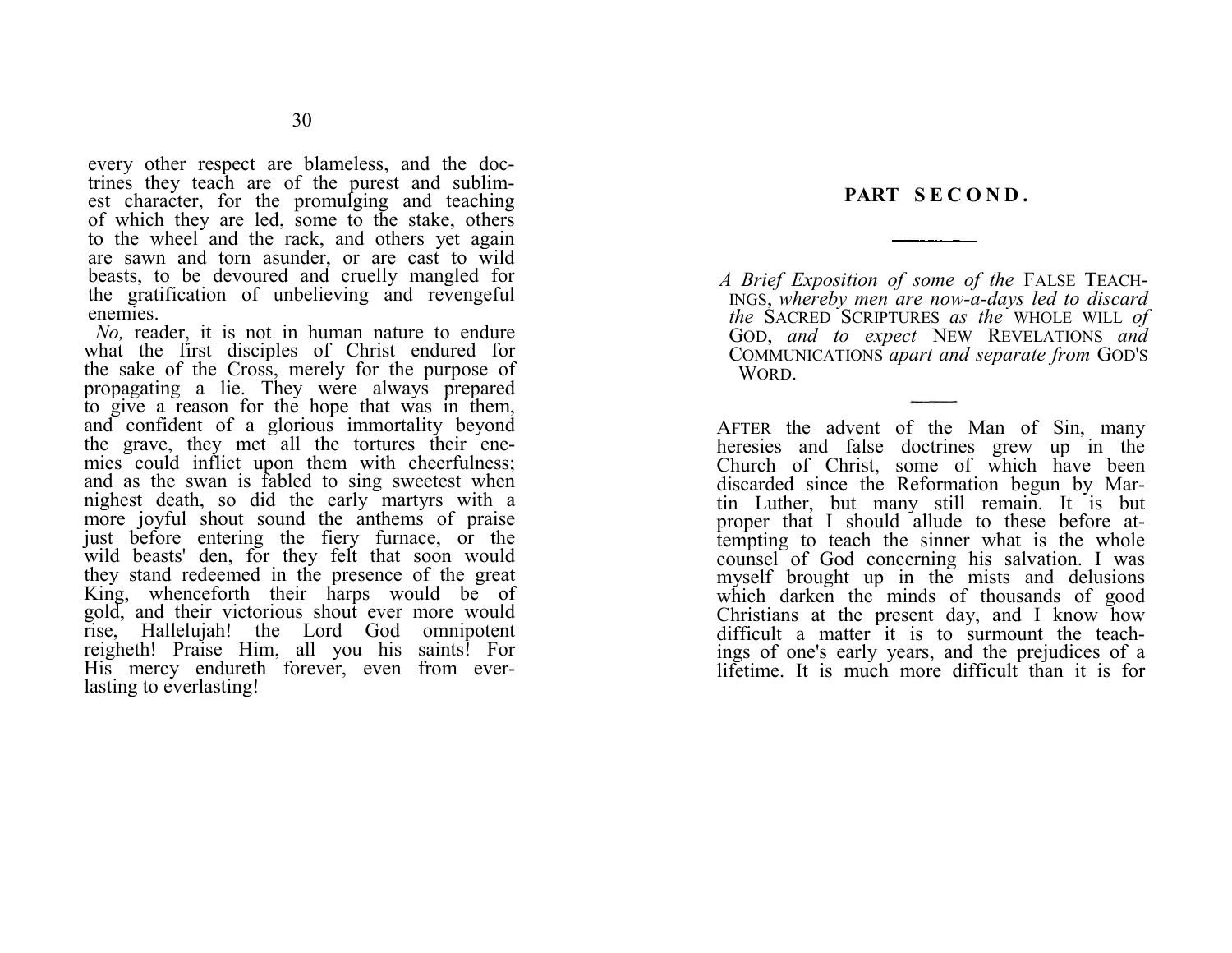every other respect are blameless, and the doctrines they teach are of the purest and sublimest character, for the promulging and teaching of which they are led, some to the stake, others to the wheel and the rack, and others yet again are sawn and torn asunder, or are cast to wild beasts, to be devoured and cruelly mangled for the gratification of unbelieving and revengeful enemies.

*No,* reader, it is not in human nature to endure what the first disciples of Christ endured for the sake of the Cross, merely for the purpose of propagating a lie. They were always prepared to give a reason for the hope that was in them, and confident of a glorious immortality beyond the grave, they met all the tortures their enemies could inflict upon them with cheerfulness; and as the swan is fabled to sing sweetest when nighest death, so did the early martyrs with a more joyful shout sound the anthems of praise just before entering the fiery furnace, or the wild beasts' den, for they felt that soon would they stand redeemed in the presence of the great King, whenceforth their harps would be of gold, and their victorious shout ever more would rise, Hallelujah! the Lord God omnipotent reigheth! Praise Him, all you his saints! For His mercy endureth forever, even from everlasting to everlasting!

## PART SECOND.

*A Brief Exposition of some of the* FALSE TEACHINGS, *whereby men are now-a-days led to discard the* SACRED SCRIPTURES *as the* WHOLE WILL *of* GOD, *and to expect* NEW REVELATIONS *and* COMMUNICATIONS *apart and separate from* GOD'S WORD.

AFTER the advent of the Man of Sin, many heresies and false doctrines grew up in the Church of Christ, some of which have been discarded since the Reformation begun by Martin Luther, but many still remain. It is but proper that I should allude to these before attempting to teach the sinner what is the whole counsel of God concerning his salvation. I was myself brought up in the mists and delusions which darken the minds of thousands of good Christians at the present day, and I know how difficult a matter it is to surmount the teachings of one's early years, and the prejudices of a lifetime. It is much more difficult than it is for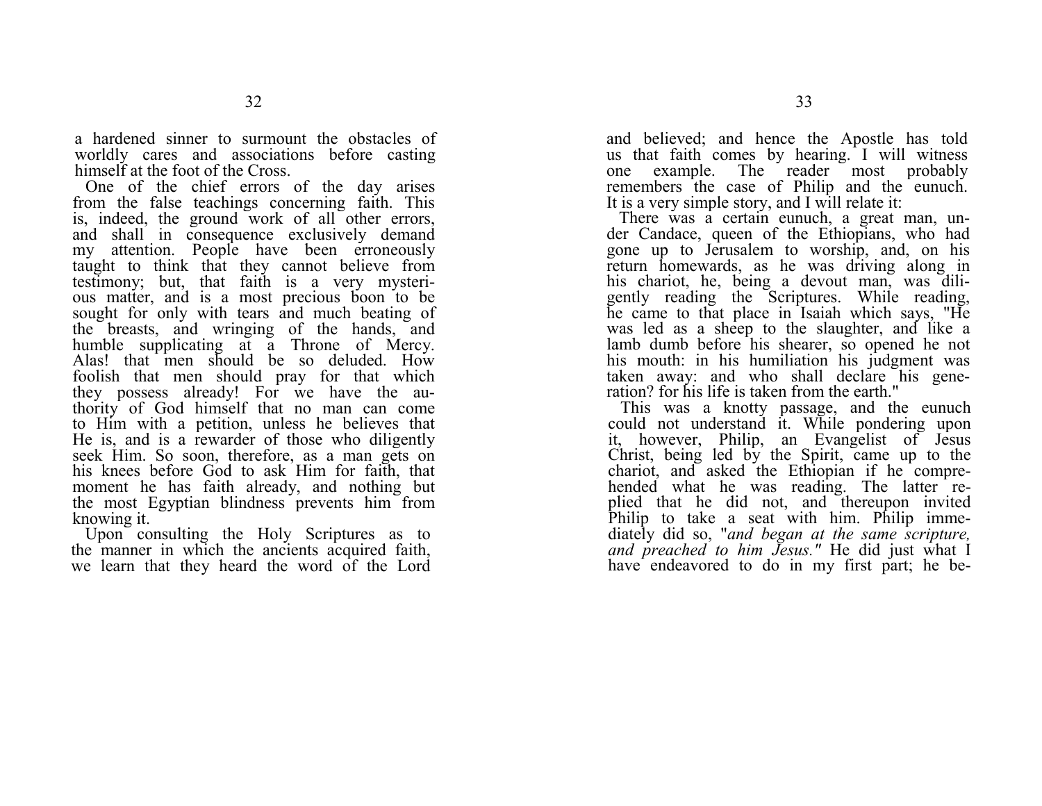a hardened sinner to surmount the obstacles of worldly cares and associations before casting himself at the foot of the Cross.

One of the chief errors of the day arises from the false teachings concerning faith. This is, indeed, the ground work of all other errors, and shall in consequence exclusively demand my attention. People have been erroneously taught to think that they cannot believe from testimony; but, that faith is a very mysterious matter, and is a most precious boon to be sought for only with tears and much beating of the breasts, and wringing of the hands, and humble supplicating at a Throne of Mercy. Alas! that men should be so deluded. How foolish that men should pray for that which they possess already! For we have the authority of God himself that no man can come to Him with a petition, unless he believes that He is, and is a rewarder of those who diligently seek Him. So soon, therefore, as a man gets on his knees before God to ask Him for faith, that moment he has faith already, and nothing but the most Egyptian blindness prevents him from knowing it.

Upon consulting the Holy Scriptures as to the manner in which the ancients acquired faith, we learn that they heard the word of the Lord and believed; and hence the Apostle has told us that faith comes by hearing. I will witness one example. The reader most probably remembers the case of Philip and the eunuch. It is a very simple story, and I will relate it:

There was a certain eunuch, a great man, under Candace, queen of the Ethiopians, who had gone up to Jerusalem to worship, and, on his return homewards, as he was driving along in his chariot, he, being a devout man, was diligently reading the Scriptures. While reading, he came to that place in Isaiah which says, "He was led as a sheep to the slaughter, and like a lamb dumb before his shearer, so opened he not his mouth: in his humiliation his judgment was taken away: and who shall declare his generation? for his life is taken from the earth."

This was a knotty passage, and the eunuch could not understand it. While pondering upon it, however, Philip, an Evangelist of Jesus Christ, being led by the Spirit, came up to the chariot, and asked the Ethiopian if he comprehended what he was reading. The latter replied that he did not, and thereupon invited Philip to take a seat with him. Philip immediately did so, "*and began at the same scripture, and preached to him Jesus.*" He did just what I have endeavored to do in my first part; he be-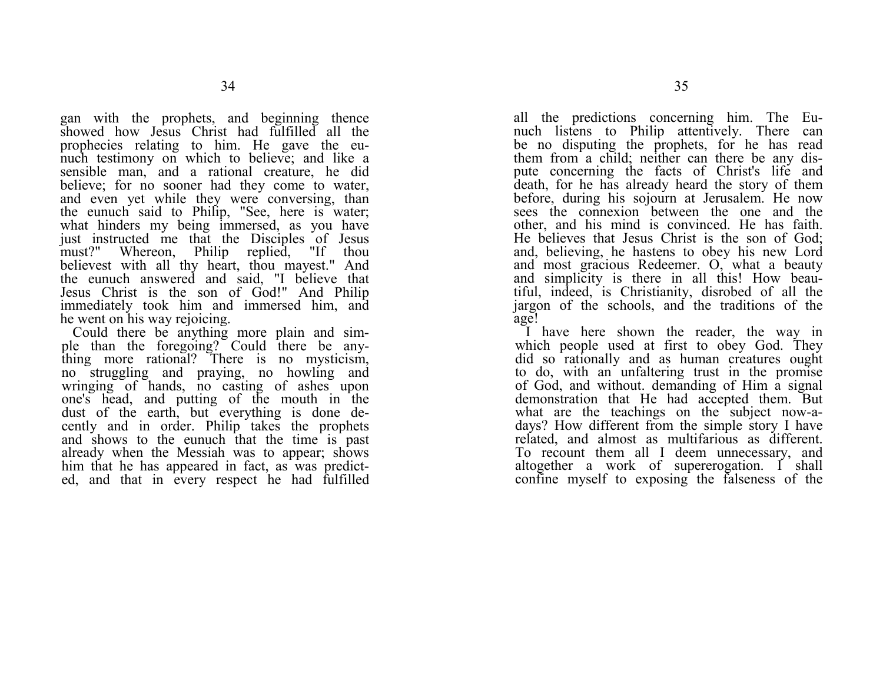gan with the prophets, and beginning thence showed how Jesus Christ had fulfilled all the prophecies relating to him. He gave the eunuch testimony on which to believe; and like a sensible man, and a rational creature, he did believe; for no sooner had they come to water, and even yet while they were conversing, than the eunuch said to Philip, "See, here is water; what hinders my being immersed, as you have just instructed me that the Disciples of Jesus must?" Whereon, Philip replied, "If thou believest with all thy heart, thou mayest." And the eunuch answered and said, "I believe that Jesus Christ is the son of God!" And Philip immediately took him and immersed him, and he went on his way rejoicing.

Could there be anything more plain and simple than the foregoing? Could there be anything more rational? There is no mysticism, no struggling and praying, no howling and wringing of hands, no casting of ashes upon one's head, and putting of the mouth in the dust of the earth, but everything is done decently and in order. Philip takes the prophets and shows to the eunuch that the time is past already when the Messiah was to appear; shows him that he has appeared in fact, as was predicted, and that in every respect he had fulfilled all the predictions concerning him. The Eunuch listens to Philip attentively. There can be no disputing the prophets, for he has read them from a child; neither can there be any dispute concerning the facts of Christ's life and death, for he has already heard the story of them before, during his sojourn at Jerusalem. He now sees the connexion between the one and the other, and his mind is convinced. He has faith. He believes that Jesus Christ is the son of God; and, believing, he hastens to obey his new Lord and most gracious Redeemer. O, what a beauty and simplicity is there in all this! How beautiful, indeed, is Christianity, disrobed of all the jargon of the schools, and the traditions of the age!

I have here shown the reader, the way in which people used at first to obey God. They did so rationally and as human creatures ought to do, with an unfaltering trust in the promise of God, and without. demanding of Him a signal demonstration that He had accepted them. But what are the teachings on the subject now-a-days? How different from the simple story I have related, and almost as multifarious as different. To recount them all I deem unnecessary, and altogether a work of supererogation. I shall confine myself to exposing the falseness of the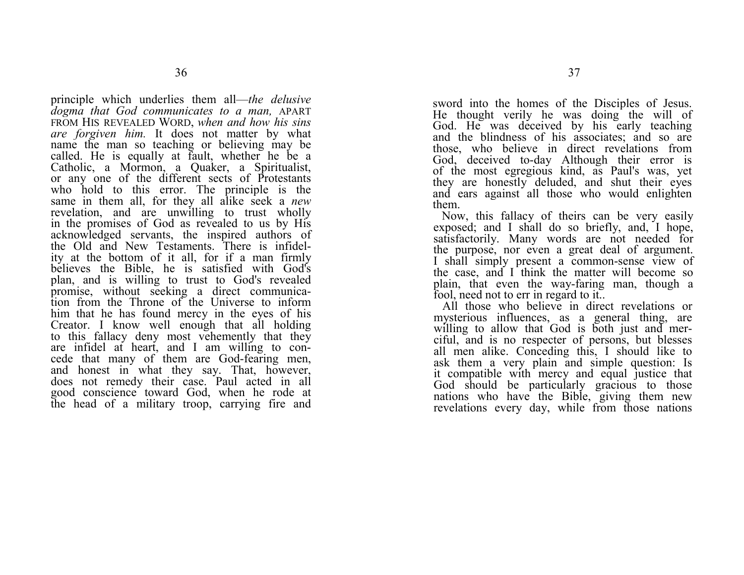principle which underlies them all—*the delusive dogma that God communicates to a man,* APART FROM HIS REVEALED WORD, *when and how his sins are forgiven him.* It does not matter by what name the man so teaching or believing may be called. He is equally at fault, whether he be a Catholic, a Mormon, a Quaker, a Spiritualist, or any one of the different sects of Protestants who hold to this error. The principle is the same in them all, for they all alike seek a *new* revelation, and are unwilling to trust wholly in the promises of God as revealed to us by His acknowledged servants, the inspired authors of the Old and New Testaments. There is infidelity at the bottom of it all, for if a man firmly believes the Bible, he is satisfied with God's plan, and is willing to trust to God's revealed promise, without seeking a direct communication from the Throne of the Universe to inform him that he has found mercy in the eyes of his Creator. I know well enough that all holding to this fallacy deny most vehemently that they are infidel at heart, and I am willing to concede that many of them are God-fearing men, and honest in what they say. That, however, does not remedy their case. Paul acted in all good conscience toward God, when he rode at the head of a military troop, carrying fire and sword into the homes of the Disciples of Jesus. He thought verily he was doing the will of God. He was deceived by his early teaching and the blindness of his associates; and so are those, who believe in direct revelations from God, deceived to-day Although their error is of the most egregious kind, as Paul's was, yet they are honestly deluded, and shut their eyes and ears against all those who would enlighten them.

Now, this fallacy of theirs can be very easily exposed; and I shall do so briefly, and, I hope, satisfactorily. Many words are not needed for the purpose, nor even a great deal of argument. I shall simply present a common-sense view of the case, and I think the matter will become so plain, that even the way-faring man, though a fool, need not to err in regard to it..

All those who believe in direct revelations or mysterious influences, as a general thing, are willing to allow that God is both just and merciful, and is no respecter of persons, but blesses all men alike. Conceding this, I should like to ask them a very plain and simple question: Is it compatible with mercy and equal justice that God should be particularly gracious to those nations who have the Bible, giving them new revelations every day, while from those nations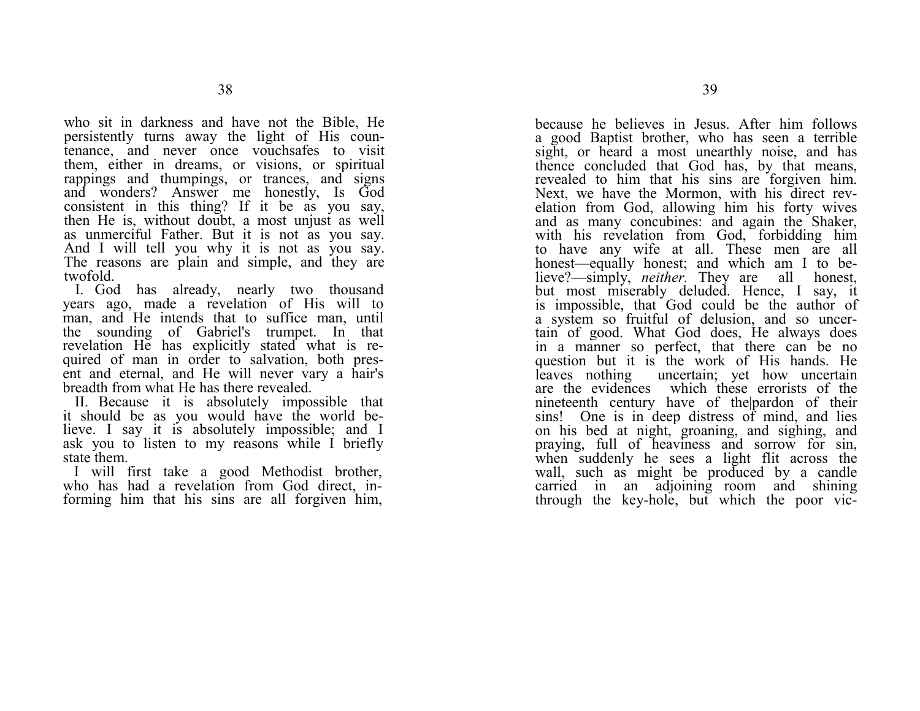who sit in darkness and have not the Bible, He persistently turns away the light of His countenance, and never once vouchsafes to visit them, either in dreams, or visions, or spiritual rappings and thumpings, or trances, and signs and wonders? Answer me honestly, Is God consistent in this thing? If it be as you say, then He is, without doubt, a most unjust as well as unmerciful Father. But it is not as you say. And I will tell you why it is not as you say. The reasons are plain and simple, and they are twofold.

I. God has already, nearly two thousand years ago, made a revelation of His will to man, and He intends that to suffice man, until the sounding of Gabriel's trumpet. In that revelation He has explicitly stated what is required of man in order to salvation, both present and eternal, and He will never vary a hair's breadth from what He has there revealed.

II. Because it is absolutely impossible that it should be as you would have the world believe. I say it is absolutely impossible; and I ask you to listen to my reasons while I briefly state them.

I will first take a good Methodist brother, who has had a revelation from God direct, informing him that his sins are all forgiven him, because he believes in Jesus. After him follows a good Baptist brother, who has seen a terrible sight, or heard a most unearthly noise, and has thence concluded that God has, by that means, revealed to him that his sins are forgiven him. Next, we have the Mormon, with his direct revelation from God, allowing him his forty wives and as many concubines: and again the Shaker, with his revelation from God, forbidding him to have any wife at all. These men are all honest—equally honest; and which am I to believe?—simply, *neither*. They are all honest, but most miserably deluded. Hence, I say, it is impossible, that God could be the author of a system so fruitful of delusion, and so uncertain of good. What God does, He always does in a manner so perfect, that there can be no question but it is the work of His hands. He leaves nothing uncertain; yet how uncertain are the evidences which these errorists of the nineteenth century have of the pardon of their sins! One is in deep distress of mind, and lies on his bed at night, groaning, and sighing, and praying, full of heaviness and sorrow for sin, when suddenly he sees a light flit across the wall, such as might be produced by a candle carried in an adjoining room and shining through the key-hole, but which the poor vic-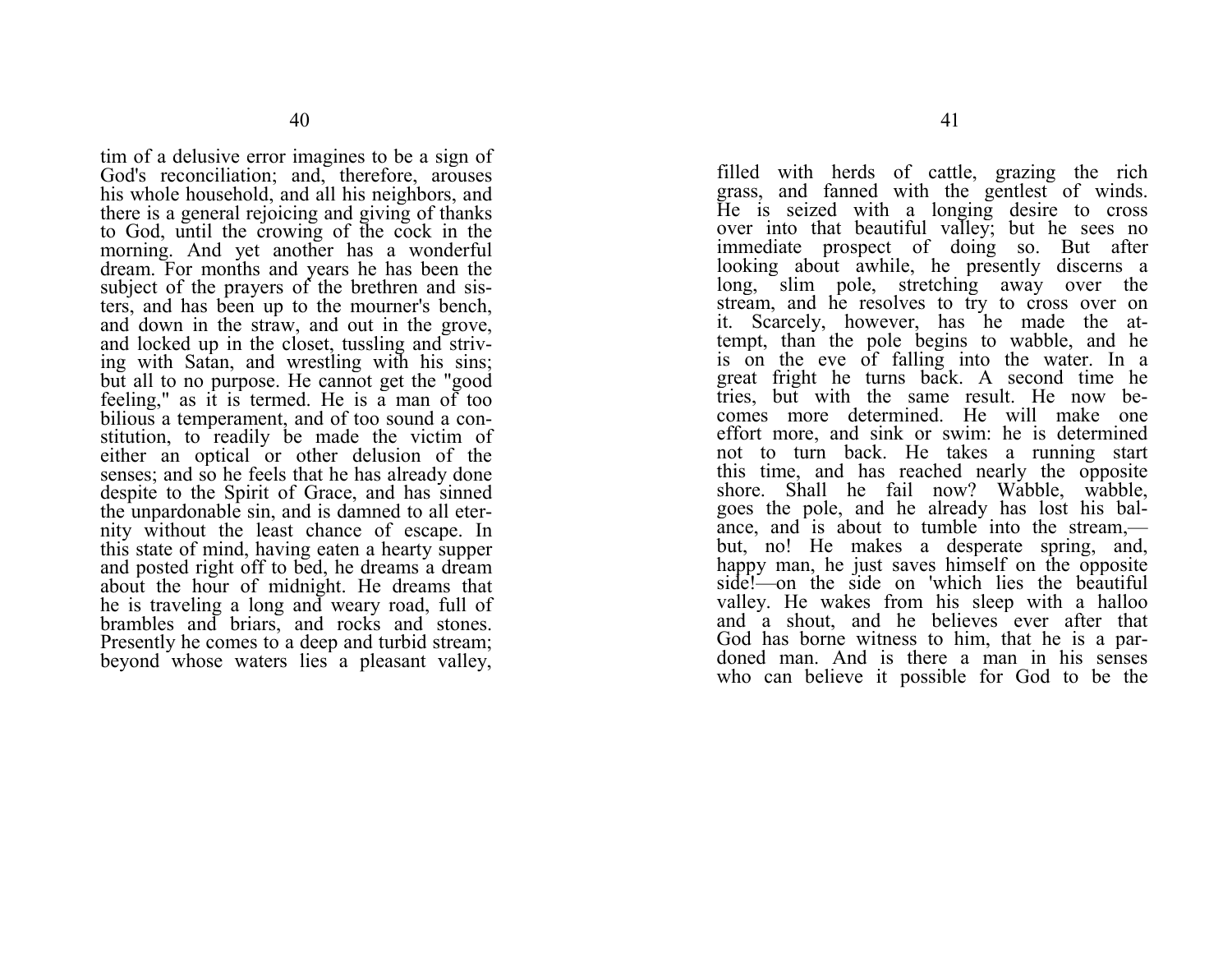tim of a delusive error imagines to be a sign of God's reconciliation; and, therefore, arouses his whole household, and all his neighbors, and there is a general rejoicing and giving of thanks to God, until the crowing of the cock in the morning. And yet another has a wonderful dream. For months and years he has been the subject of the prayers of the brethren and sisters, and has been up to the mourner's bench, and down in the straw, and out in the grove, and locked up in the closet, tussling and striving with Satan, and wrestling with his sins; but all to no purpose. He cannot get the "good feeling," as it is termed. He is a man of too bilious a temperament, and of too sound a constitution, to readily be made the victim of either an optical or other delusion of the senses; and so he feels that he has already done despite to the Spirit of Grace, and has sinned the unpardonable sin, and is damned to all eternity without the least chance of escape. In this state of mind, having eaten a hearty supper and posted right off to bed, he dreams a dream about the hour of midnight. He dreams that he is traveling a long and weary road, full of brambles and briars, and rocks and stones. Presently he comes to a deep and turbid stream; beyond whose waters lies a pleasant valley, filled with herds of cattle, grazing the rich grass, and fanned with the gentlest of winds. He is seized with a longing desire to cross over into that beautiful valley; but he sees no immediate prospect of doing so. But after looking about awhile, he presently discerns a long, slim pole, stretching away over the stream, and he resolves to try to cross over on it. Scarcely, however, has he made the attempt, than the pole begins to wabble, and he is on the eve of falling into the water. In a great fright he turns back. A second time he tries, but with the same result. He now becomes more determined. He will make one effort more, and sink or swim: he is determined not to turn back. He takes a running start this time, and has reached nearly the opposite shore. Shall he fail now? Wabble, wabble, goes the pole, and he already has lost his balance, and is about to tumble into the stream,—but, no! He makes a desperate spring, and, happy man, he just saves himself on the opposite side!—on the side on 'which lies the beautiful valley. He wakes from his sleep with a halloo and a shout, and he believes ever after that God has borne witness to him, that he is a pardoned man. And is there a man in his senses who can believe it possible for God to be the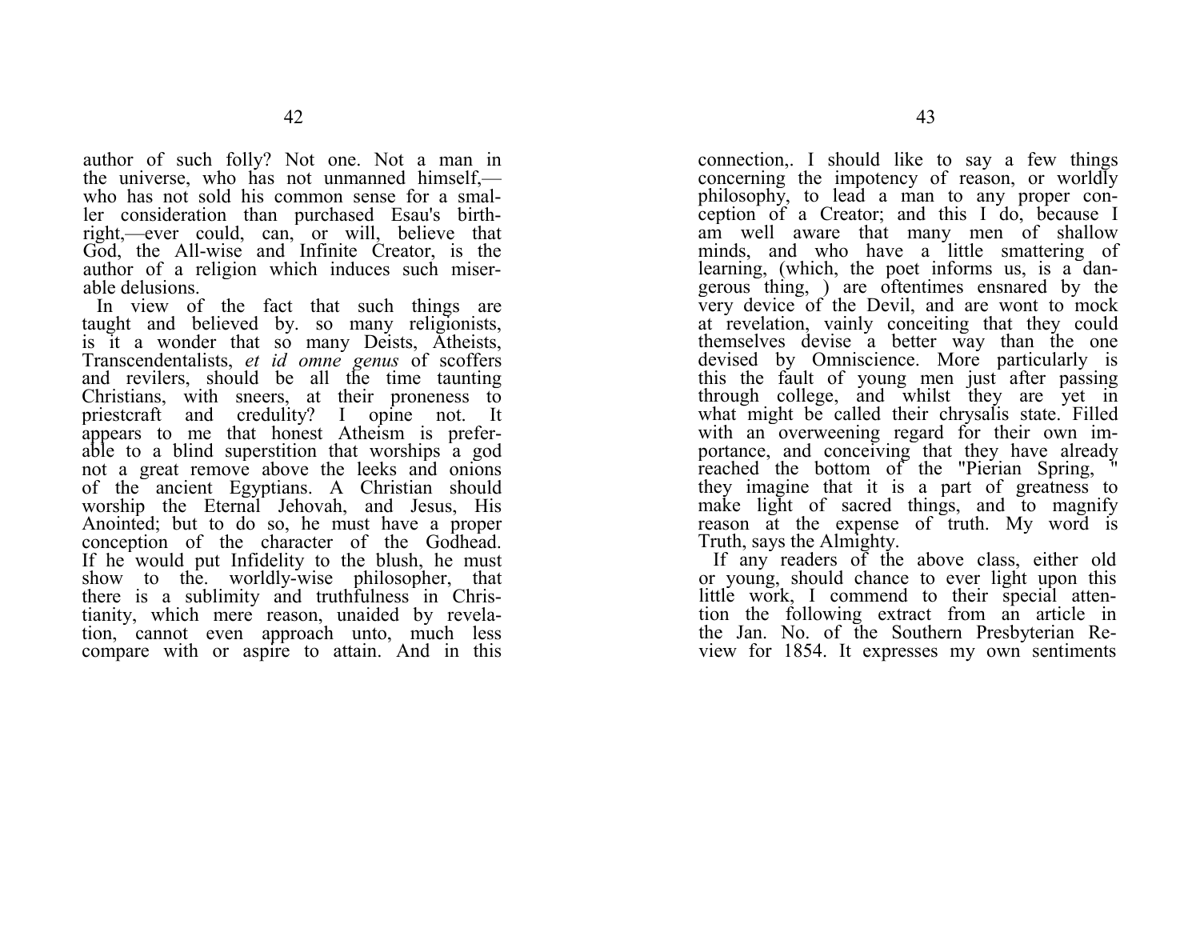author of such folly? Not one. Not a man in the universe, who has not unmanned himself,—who has not sold his common sense for a smaller consideration than purchased Esau's birthright,—ever could, can, or will, believe that God, the All-wise and Infinite Creator, is the author of a religion which induces such miserable delusions.

In view of the fact that such things are taught and believed by. so many religionists, is it a wonder that so many Deists, Atheists, Transcendentalists, *et id omne genus* of scoffers and revilers, should be all the time taunting Christians, with sneers, at their proneness to priestcraft and credulity? I opine not. It appears to me that honest Atheism is preferable to a blind superstition that worships a god not a great remove above the leeks and onions of the ancient Egyptians. A Christian should worship the Eternal Jehovah, and Jesus, His Anointed; but to do so, he must have a proper conception of the character of the Godhead. If he would put Infidelity to the blush, he must show to the. worldly-wise philosopher, that there is a sublimity and truthfulness in Christianity, which mere reason, unaided by revelation, cannot even approach unto, much less compare with or aspire to attain. And in this connection,. I should like to say a few things concerning the impotency of reason, or worldly philosophy, to lead a man to any proper conception of a Creator; and this I do, because I am well aware that many men of shallow minds, and who have a little smattering of learning, (which, the poet informs us, is a dangerous thing, ) are oftentimes ensnared by the very device of the Devil, and are wont to mock at revelation, vainly conceiting that they could themselves devise a better way than the one devised by Omniscience. More particularly is this the fault of young men just after passing through college, and whilst they are yet in what might be called their chrysalis state. Filled with an overweening regard for their own importance, and conceiving that they have already reached the bottom of the "Pierian Spring, " they imagine that it is a part of greatness to make light of sacred things, and to magnify reason at the expense of truth. My word is Truth, says the Almighty.

If any readers of the above class, either old or young, should chance to ever light upon this little work, I commend to their special attention the following extract from an article in the Jan. No. of the Southern Presbyterian Review for 1854. It expresses my own sentiments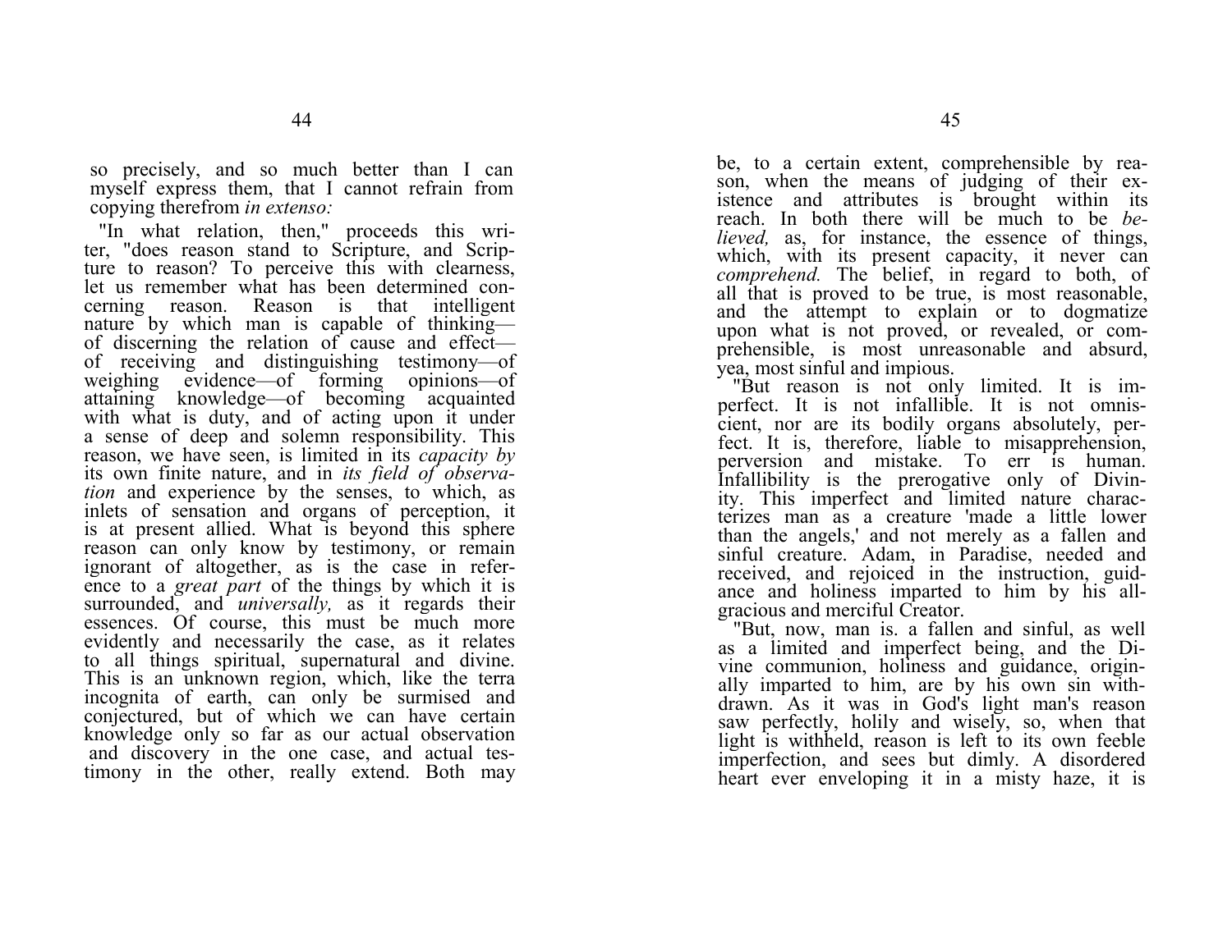so precisely, and so much better than I can myself express them, that I cannot refrain from copying therefrom *in extenso:*

"In what relation, then," proceeds this writer, "does reason stand to Scripture, and Scripture to reason? To perceive this with clearness, let us remember what has been determined concerning reason. Reason is that intelligent nature by which man is capable of thinking—of discerning the relation of cause and effect—of receiving and distinguishing testimony—of weighing evidence—of forming opinions—of attaining knowledge—of becoming acquainted with what is duty, and of acting upon it under a sense of deep and solemn responsibility. This reason, we have seen, is limited in its *capacity by* its own finite nature, and in *its field of observation* and experience by the senses, to which, as inlets of sensation and organs of perception, it is at present allied. What is beyond this sphere reason can only know by testimony, or remain ignorant of altogether, as is the case in reference to a *great part* of the things by which it is surrounded, and *universally,* as it regards their essences. Of course, this must be much more evidently and necessarily the case, as it relates to all things spiritual, supernatural and divine. This is an unknown region, which, like the terra incognita of earth, can only be surmised and conjectured, but of which we can have certain knowledge only so far as our actual observation and discovery in the one case, and actual testimony in the other, really extend. Both may be, to a certain extent, comprehensible by reason, when the means of judging of their existence and attributes is brought within its reach. In both there will be much to be *believed,* as, for instance, the essence of things, which, with its present capacity, it never can *comprehend.* The belief, in regard to both, of all that is proved to be true, is most reasonable, and the attempt to explain or to dogmatize upon what is not proved, or revealed, or comprehensible, is most unreasonable and absurd, yea, most sinful and impious.

"But reason is not only limited. It is imperfect. It is not infallible. It is not omniscient, nor are its bodily organs absolutely, perfect. It is, therefore, liable to misapprehension, perversion and mistake. To err is human. Infallibility is the prerogative only of Divinity. This imperfect and limited nature characterizes man as a creature 'made a little lower than the angels,' and not merely as a fallen and sinful creature. Adam, in Paradise, needed and received, and rejoiced in the instruction, guidance and holiness imparted to him by his all-gracious and merciful Creator.

"But, now, man is. a fallen and sinful, as well as a limited and imperfect being, and the Divine communion, holiness and guidance, originally imparted to him, are by his own sin withdrawn. As it was in God's light man's reason saw perfectly, holily and wisely, so, when that light is withheld, reason is left to its own feeble imperfection, and sees but dimly. A disordered heart ever enveloping it in a misty haze, it is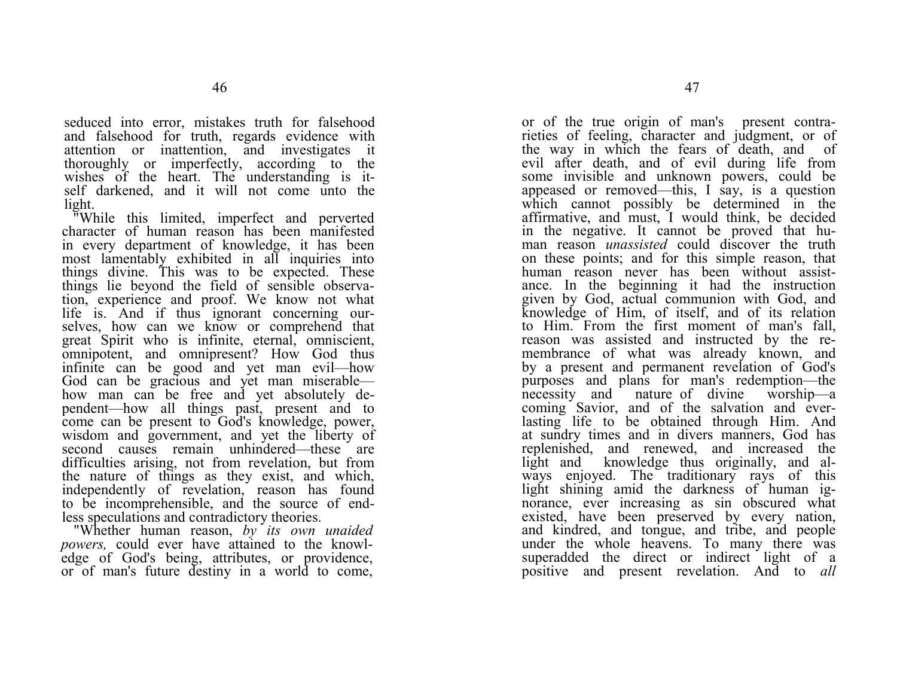seduced into error, mistakes truth for falsehood and falsehood for truth, regards evidence with attention or inattention, and investigates it thoroughly or imperfectly, according to the wishes of the heart. The understanding is itself darkened, and it will not come unto the light.

"While this limited, imperfect and perverted character of human reason has been manifested in every department of knowledge, it has been most lamentably exhibited in all inquiries into things divine. This was to be expected. These things lie beyond the field of sensible observation, experience and proof. We know not what life is. And if thus ignorant concerning ourselves, how can we know or comprehend that great Spirit who is infinite, eternal, omniscient, omnipotent, and omnipresent? How God thus infinite can be good and yet man evil—how God can be gracious and yet man miserable—how man can be free and yet absolutely dependent—how all things past, present and to come can be present to God's knowledge, power, wisdom and government, and yet the liberty of second causes remain unhindered—these are difficulties arising, not from revelation, but from the nature of things as they exist, and which, independently of revelation, reason has found to be incomprehensible, and the source of endless speculations and contradictory theories.

"Whether human reason, *by its own unaided powers,* could ever have attained to the knowledge of God's being, attributes, or providence, or of man's future destiny in a world to come, or of the true origin of man's present contrarieties of feeling, character and judgment, or of the way in which the fears of death, and of evil after death, and of evil during life from some invisible and unknown powers, could be appeased or removed—this, I say, is a question which cannot possibly be determined in the affirmative, and must, I would think, be decided in the negative. It cannot be proved that human reason *unassisted* could discover the truth on these points; and for this simple reason, that human reason never has been without assistance. In the beginning it had the instruction given by God, actual communion with God, and knowledge of Him, of itself, and of its relation to Him. From the first moment of man's fall, reason was assisted and instructed by the remembrance of what was already known, and by a present and permanent revelation of God's purposes and plans for man's redemption—the necessity and nature of divine worship—a coming Savior, and of the salvation and everlasting life to be obtained through Him. And at sundry times and in divers manners, God has replenished, and renewed, and increased the light and knowledge thus originally, and always enjoyed. The traditionary rays of this light shining amid the darkness of human ignorance, ever increasing as sin obscured what existed, have been preserved by every nation, and kindred, and tongue, and tribe, and people under the whole heavens. To many there was superadded the direct or indirect light of a positive and present revelation. And to *all*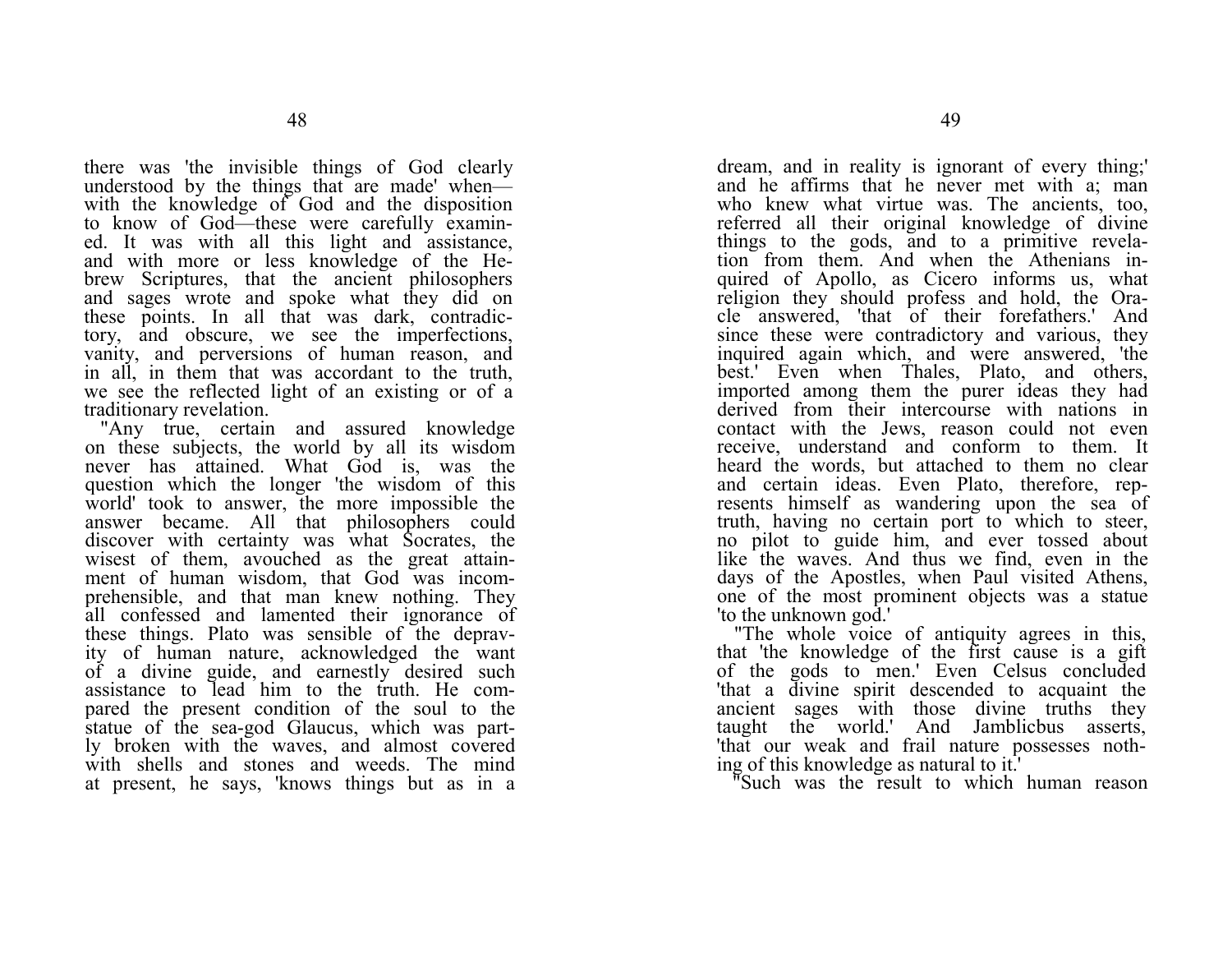there was 'the invisible things of God clearly understood by the things that are made' when—with the knowledge of God and the disposition to know of God—these were carefully examined. It was with all this light and assistance, and with more or less knowledge of the Hebrew Scriptures, that the ancient philosophers and sages wrote and spoke what they did on these points. In all that was dark, contradictory, and obscure, we see the imperfections, vanity, and perversions of human reason, and in all, in them that was accordant to the truth, we see the reflected light of an existing or of a traditionary revelation.

"Any true, certain and assured knowledge on these subjects, the world by all its wisdom never has attained. What God is, was the question which the longer 'the wisdom of this world' took to answer, the more impossible the answer became. All that philosophers could discover with certainty was what Socrates, the wisest of them, avouched as the great attainment of human wisdom, that God was incomprehensible, and that man knew nothing. They all confessed and lamented their ignorance of these things. Plato was sensible of the depravity of human nature, acknowledged the want of a divine guide, and earnestly desired such assistance to lead him to the truth. He compared the present condition of the soul to the statue of the sea-god Glaucus, which was partly broken with the waves, and almost covered with shells and stones and weeds. The mind at present, he says, 'knows things but as in a dream, and in reality is ignorant of every thing;' and he affirms that he never met with a; man who knew what virtue was. The ancients, too, referred all their original knowledge of divine things to the gods, and to a primitive revelation from them. And when the Athenians inquired of Apollo, as Cicero informs us, what religion they should profess and hold, the Oracle answered, 'that of their forefathers.' And since these were contradictory and various, they inquired again which, and were answered, 'the best.' Even when Thales, Plato, and others, imported among them the purer ideas they had derived from their intercourse with nations in contact with the Jews, reason could not even receive, understand and conform to them. It heard the words, but attached to them no clear and certain ideas. Even Plato, therefore, represents himself as wandering upon the sea of truth, having no certain port to which to steer, no pilot to guide him, and ever tossed about like the waves. And thus we find, even in the days of the Apostles, when Paul visited Athens, one of the most prominent objects was a statue 'to the unknown god.'

"The whole voice of antiquity agrees in this, that 'the knowledge of the first cause is a gift of the gods to men.' Even Celsus concluded 'that a divine spirit descended to acquaint the ancient sages with those divine truths they taught the world.' And Jamblicbus asserts, 'that our weak and frail nature possesses nothing of this knowledge as natural to it.'

"Such was the result to which human reason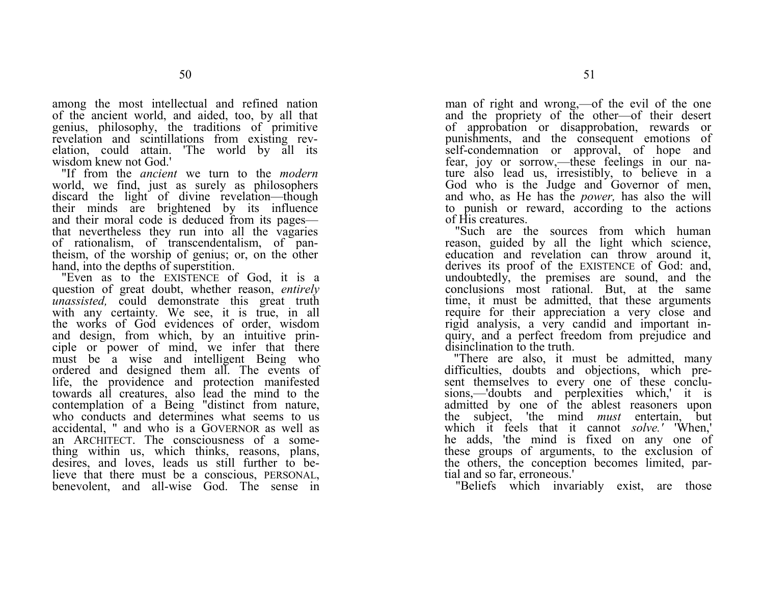among the most intellectual and refined nation of the ancient world, and aided, too, by all that genius, philosophy, the traditions of primitive revelation and scintillations from existing revelation, could attain. 'The world by all its wisdom knew not God.'

"If from the *ancient* we turn to the *modern* world, we find, just as surely as philosophers discard the light of divine revelation—though their minds are brightened by its influence and their moral code is deduced from its pages—that nevertheless they run into all the vagaries of rationalism, of transcendentalism, of pantheism, of the worship of genius; or, on the other hand, into the depths of superstition.

"Even as to the EXISTENCE of God, it is a question of great doubt, whether reason, *entirely unassisted,* could demonstrate this great truth with any certainty. We see, it is true, in all the works of God evidences of order, wisdom and design, from which, by an intuitive principle or power of mind, we infer that there must be a wise and intelligent Being who ordered and designed them all. The events of life, the providence and protection manifested towards all creatures, also lead the mind to the contemplation of a Being "distinct from nature, who conducts and determines what seems to us accidental, " and who is a GOVERNOR as well as an ARCHITECT. The consciousness of a something within us, which thinks, reasons, plans, desires, and loves, leads us still further to believe that there must be a conscious, PERSONAL, benevolent, and all-wise God. The sense in man of right and wrong,—of the evil of the one and the propriety of the other—of their desert of approbation or disapprobation, rewards or punishments, and the consequent emotions of self-condemnation or approval, of hope and fear, joy or sorrow,—these feelings in our nature also lead us, irresistibly, to believe in a God who is the Judge and Governor of men, and who, as He has the *power,* has also the will to punish or reward, according to the actions of His creatures.

"Such are the sources from which human reason, guided by all the light which science, education and revelation can throw around it, derives its proof of the EXISTENCE of God: and, undoubtedly, the premises are sound, and the conclusions most rational. But, at the same time, it must be admitted, that these arguments require for their appreciation a very close and rigid analysis, a very candid and important inquiry, and a perfect freedom from prejudice and disinclination to the truth.

"There are also, it must be admitted, many difficulties, doubts and objections, which present themselves to every one of these conclusions,—'doubts and perplexities which,' it is admitted by one of the ablest reasoners upon the subject, 'the mind *must* entertain, but which it feels that it cannot *solve.'* 'When,' he adds, 'the mind is fixed on any one of these groups of arguments, to the exclusion of the others, the conception becomes limited, partial and so far, erroneous.'

"Beliefs which invariably exist, are those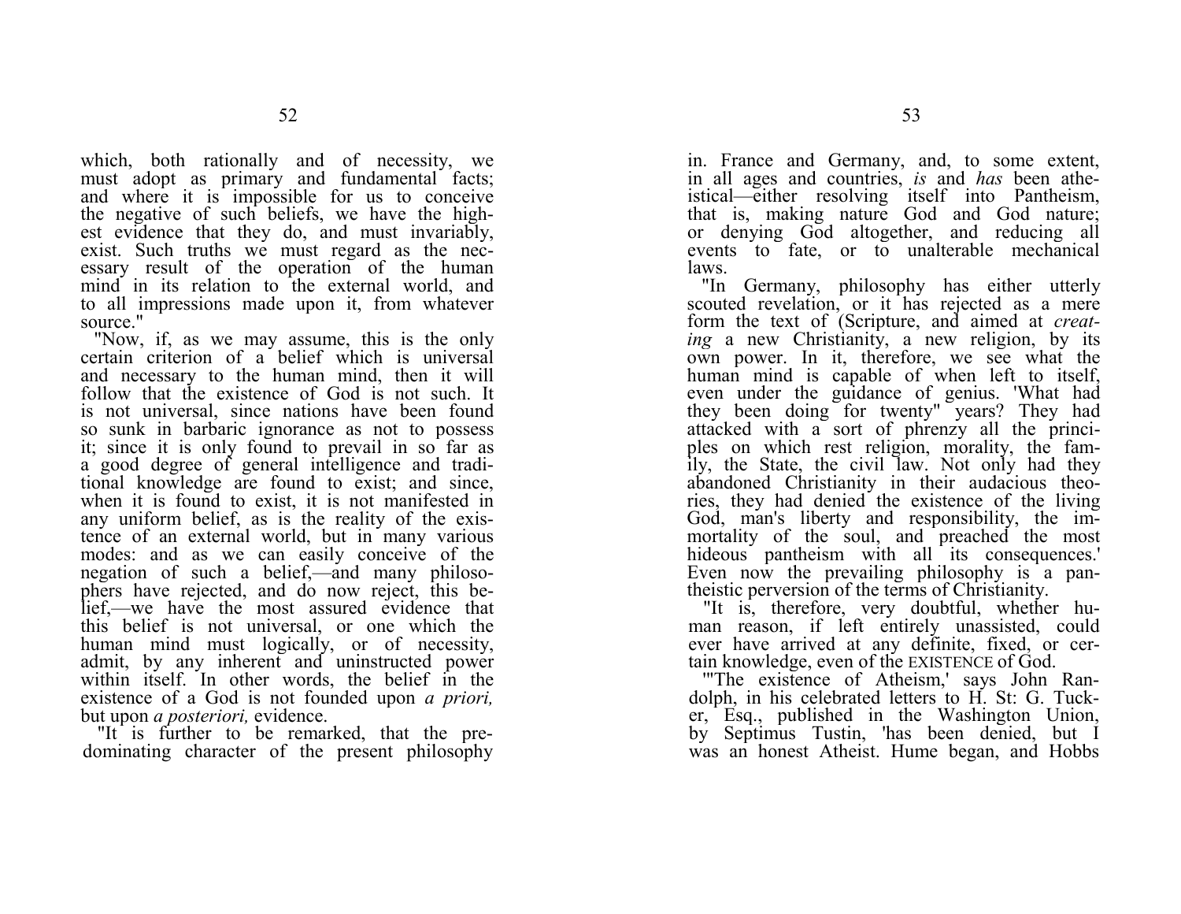which, both rationally and of necessity, we must adopt as primary and fundamental facts; and where it is impossible for us to conceive the negative of such beliefs, we have the highest evidence that they do, and must invariably, exist. Such truths we must regard as the necessary result of the operation of the human mind in its relation to the external world, and to all impressions made upon it, from whatever source."

"Now, if, as we may assume, this is the only certain criterion of a belief which is universal and necessary to the human mind, then it will follow that the existence of God is not such. It is not universal, since nations have been found so sunk in barbaric ignorance as not to possess it; since it is only found to prevail in so far as a good degree of general intelligence and traditional knowledge are found to exist; and since, when it is found to exist, it is not manifested in any uniform belief, as is the reality of the existence of an external world, but in many various modes: and as we can easily conceive of the negation of such a belief,—and many philosophers have rejected, and do now reject, this belief,—we have the most assured evidence that this belief is not universal, or one which the human mind must logically, or of necessity, admit, by any inherent and uninstructed power within itself. In other words, the belief in the existence of a God is not founded upon *a priori,* but upon *a posteriori,* evidence.

"It is further to be remarked, that the predominating character of the present philosophy in. France and Germany, and, to some extent, in all ages and countries, *is* and *has* been atheistical—either resolving itself into Pantheism, that is, making nature God and God nature; or denying God altogether, and reducing all events to fate, or to unalterable mechanical laws.

"In Germany, philosophy has either utterly scouted revelation, or it has rejected as a mere form the text of (Scripture, and aimed at *creating* a new Christianity, a new religion, by its own power. In it, therefore, we see what the human mind is capable of when left to itself, even under the guidance of genius. 'What had they been doing for twenty" years? They had attacked with a sort of phrenzy all the principles on which rest religion, morality, the family, the State, the civil law. Not only had they abandoned Christianity in their audacious theories, they had denied the existence of the living God, man's liberty and responsibility, the immortality of the soul, and preached the most hideous pantheism with all its consequences.' Even now the prevailing philosophy is a pantheistic perversion of the terms of Christianity.

"It is, therefore, very doubtful, whether human reason, if left entirely unassisted, could ever have arrived at any definite, fixed, or certain knowledge, even of the EXISTENCE of God.

"'The existence of Atheism,' says John Randolph, in his celebrated letters to H. St: G. Tucker, Esq., published in the Washington Union, by Septimus Tustin, 'has been denied, but I was an honest Atheist. Hume began, and Hobbs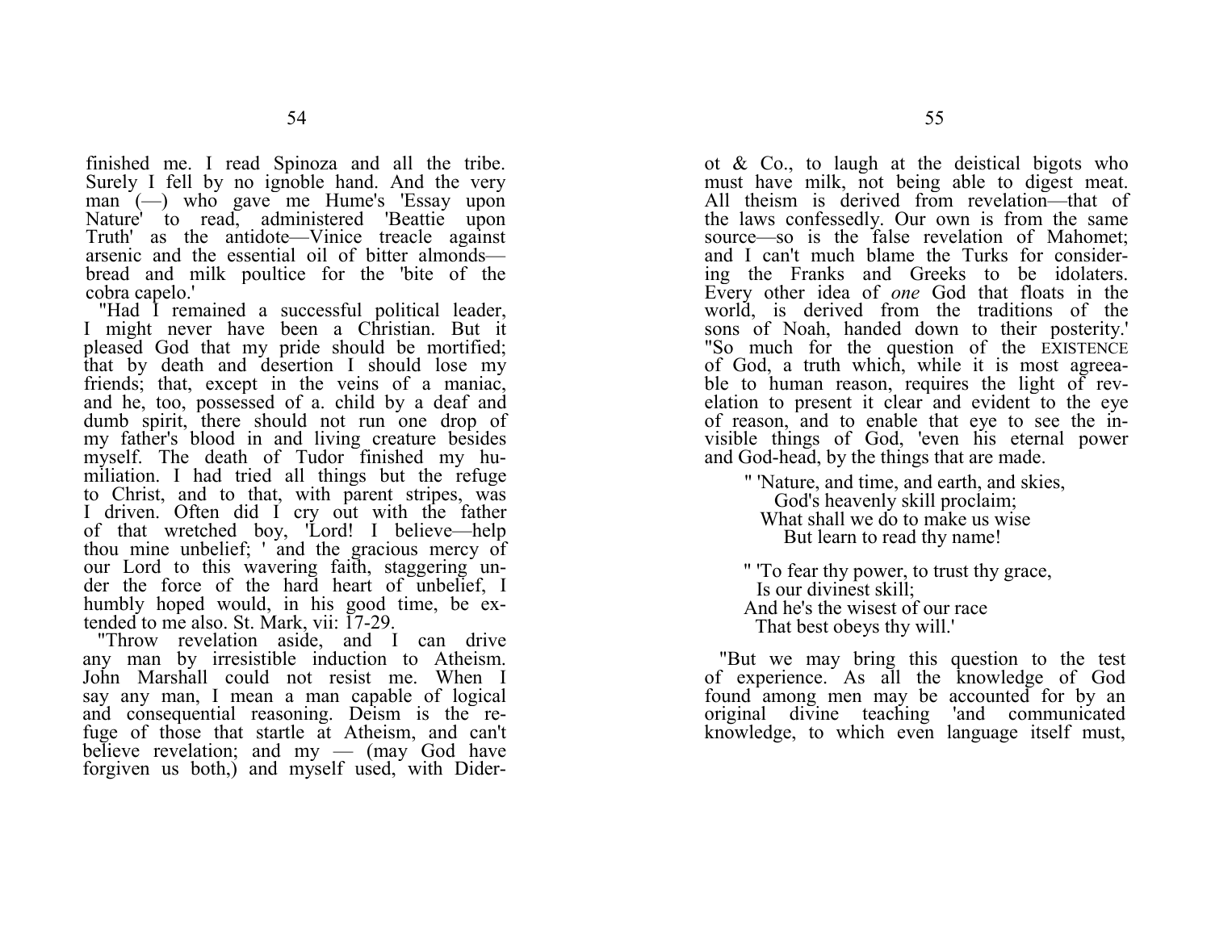finished me. I read Spinoza and all the tribe. Surely I fell by no ignoble hand. And the very man (—) who gave me Hume's 'Essay upon Nature' to read, administered 'Beattie upon Truth' as the antidote—Vinice treacle against arsenic and the essential oil of bitter almonds—bread and milk poultice for the 'bite of the cobra capelo.'

"Had I remained a successful political leader, I might never have been a Christian. But it pleased God that my pride should be mortified; that by death and desertion I should lose my friends; that, except in the veins of a maniac, and he, too, possessed of a. child by a deaf and dumb spirit, there should not run one drop of my father's blood in and living creature besides myself. The death of Tudor finished my humiliation. I had tried all things but the refuge to Christ, and to that, with parent stripes, was I driven. Often did I cry out with the father of that wretched boy, 'Lord! I believe—help thou mine unbelief; ' and the gracious mercy of our Lord to this wavering faith, staggering under the force of the hard heart of unbelief, I humbly hoped would, in his good time, be extended to me also. St. Mark, vii: 17-29.

"Throw revelation aside, and I can drive any man by irresistible induction to Atheism. John Marshall could not resist me. When I say any man, I mean a man capable of logical and consequential reasoning. Deism is the refuge of those that startle at Atheism, and can't believe revelation; and my — (may God have forgiven us both,) and myself used, with Diderot & Co., to laugh at the deistical bigots who must have milk, not being able to digest meat. All theism is derived from revelation—that of the laws confessedly. Our own is from the same source—so is the false revelation of Mahomet; and I can't much blame the Turks for considering the Franks and Greeks to be idolaters. Every other idea of *one* God that floats in the world, is derived from the traditions of the sons of Noah, handed down to their posterity.'

"So much for the question of the EXISTENCE of God, a truth which, while it is most agreeable to human reason, requires the light of revelation to present it clear and evident to the eye of reason, and to enable that eye to see the invisible things of God, 'even his eternal power and God-head, by the things that are made.

" 'Nature, and time, and earth, and skies,  
God's heavenly skill proclaim;  
What shall we do to make us wise  
But learn to read thy name!

" 'To fear thy power, to trust thy grace,  
Is our divinest skill;  
And he's the wisest of our race  
That best obeys thy will.'

"But we may bring this question to the test of experience. As all the knowledge of God found among men may be accounted for by an original divine teaching 'and communicated knowledge, to which even language itself must,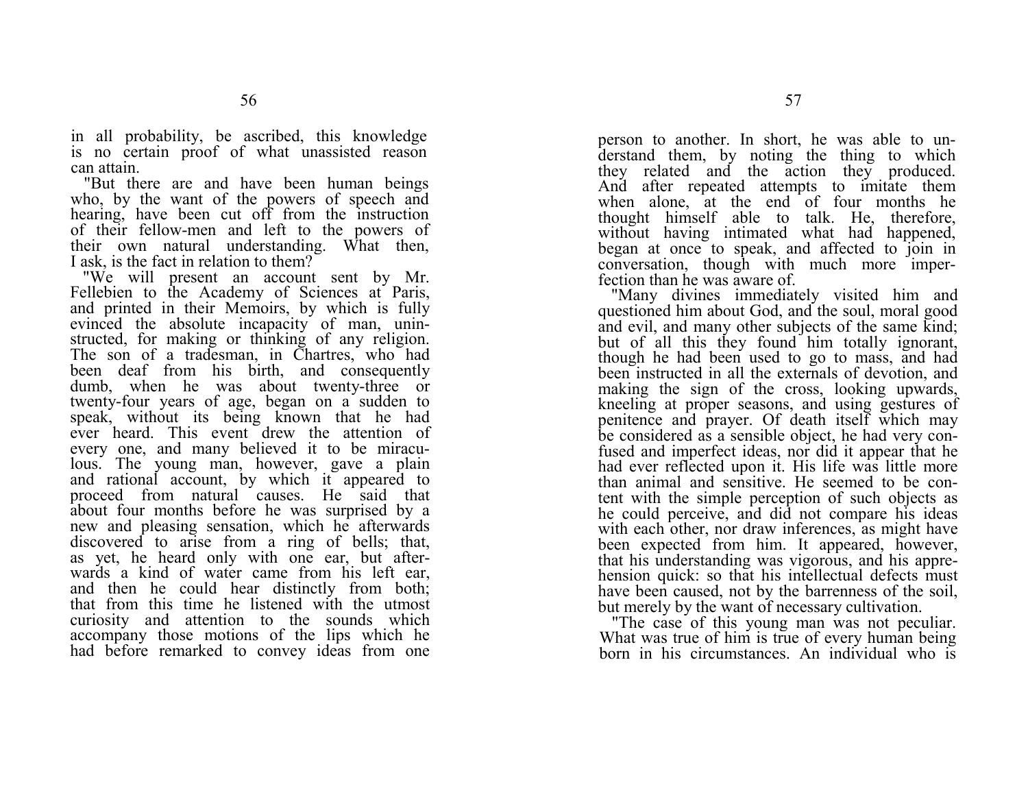in all probability, be ascribed, this knowledge is no certain proof of what unassisted reason can attain.

"But there are and have been human beings who, by the want of the powers of speech and hearing, have been cut off from the instruction of their fellow-men and left to the powers of their own natural understanding. What then, I ask, is the fact in relation to them?

"We will present an account sent by Mr. Fellebien to the Academy of Sciences at Paris, and printed in their Memoirs, by which is fully evinced the absolute incapacity of man, uninstructed, for making or thinking of any religion. The son of a tradesman, in Chartres, who had been deaf from his birth, and consequently dumb, when he was about twenty-three or twenty-four years of age, began on a sudden to speak, without its being known that he had ever heard. This event drew the attention of every one, and many believed it to be miraculous. The young man, however, gave a plain and rational account, by which it appeared to proceed from natural causes. He said that about four months before he was surprised by a new and pleasing sensation, which he afterwards discovered to arise from a ring of bells; that, as yet, he heard only with one ear, but afterwards a kind of water came from his left ear, and then he could hear distinctly from both; that from this time he listened with the utmost curiosity and attention to the sounds which accompany those motions of the lips which he had before remarked to convey ideas from one person to another. In short, he was able to understand them, by noting the thing to which they related and the action they produced. And after repeated attempts to imitate them when alone, at the end of four months he thought himself able to talk. He, therefore, without having intimated what had happened, began at once to speak, and affected to join in conversation, though with much more imperfection than he was aware of.

"Many divines immediately visited him and questioned him about God, and the soul, moral good and evil, and many other subjects of the same kind; but of all this they found him totally ignorant, though he had been used to go to mass, and had been instructed in all the externals of devotion, and making the sign of the cross, looking upwards, kneeling at proper seasons, and using gestures of penitence and prayer. Of death itself which may be considered as a sensible object, he had very confused and imperfect ideas, nor did it appear that he had ever reflected upon it. His life was little more than animal and sensitive. He seemed to be content with the simple perception of such objects as he could perceive, and did not compare his ideas with each other, nor draw inferences, as might have been expected from him. It appeared, however, that his understanding was vigorous, and his apprehension quick: so that his intellectual defects must have been caused, not by the barrenness of the soil, but merely by the want of necessary cultivation.

"The case of this young man was not peculiar. What was true of him is true of every human being born in his circumstances. An individual who is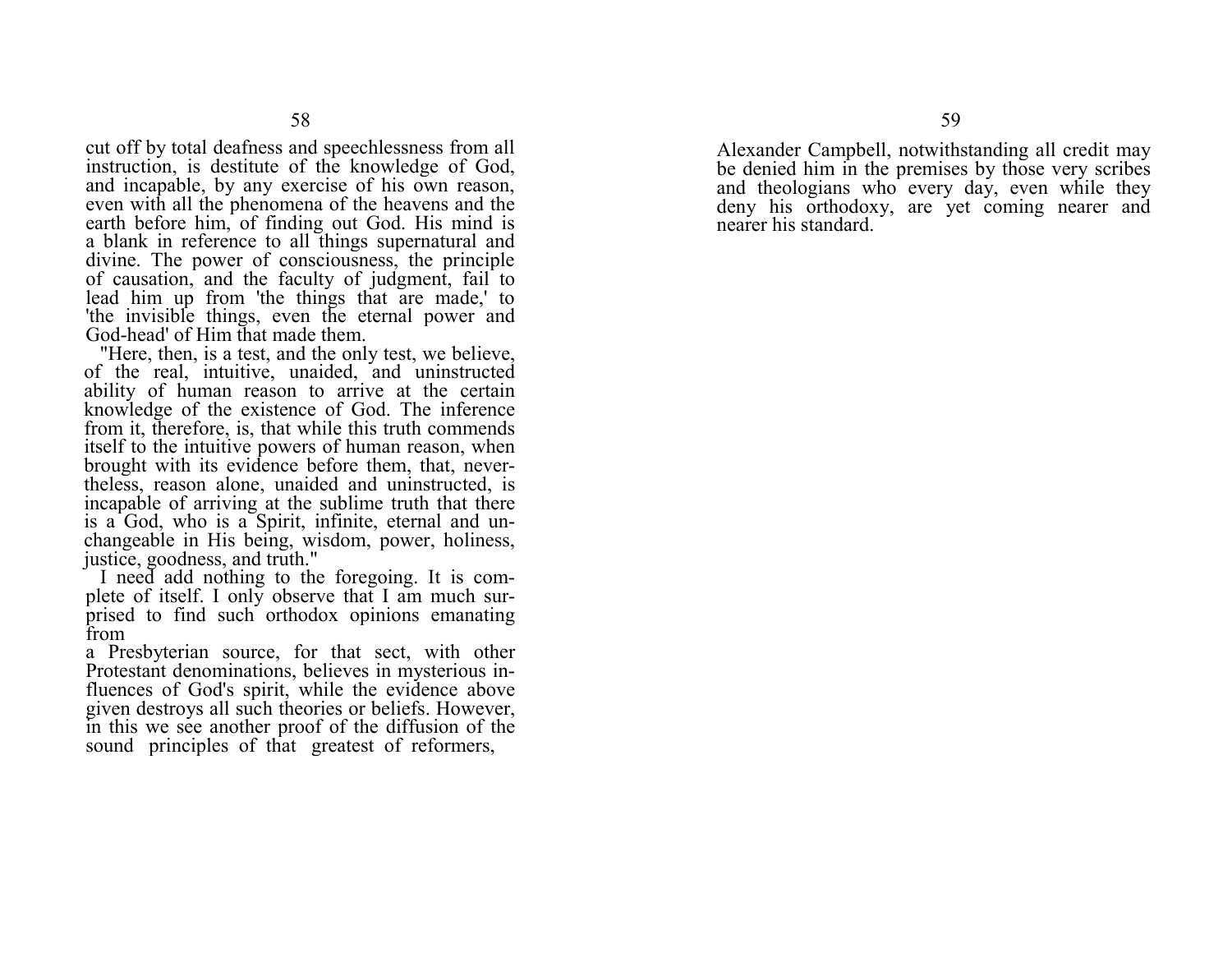cut off by total deafness and speechlessness from all instruction, is destitute of the knowledge of God, and incapable, by any exercise of his own reason, even with all the phenomena of the heavens and the earth before him, of finding out God. His mind is a blank in reference to all things supernatural and divine. The power of consciousness, the principle of causation, and the faculty of judgment, fail to lead him up from 'the things that are made,' to 'the invisible things, even the eternal power and God-head' of Him that made them.

"Here, then, is a test, and the only test, we believe, of the real, intuitive, unaided, and uninstructed ability of human reason to arrive at the certain knowledge of the existence of God. The inference from it, therefore, is, that while this truth commends itself to the intuitive powers of human reason, when brought with its evidence before them, that, nevertheless, reason alone, unaided and uninstructed, is incapable of arriving at the sublime truth that there is a God, who is a Spirit, infinite, eternal and unchangeable in His being, wisdom, power, holiness, justice, goodness, and truth."

I need add nothing to the foregoing. It is complete of itself. I only observe that I am much surprised to find such orthodox opinions emanating from a Presbyterian source, for that sect, with other Protestant denominations, believes in mysterious influences of God's spirit, while the evidence above given destroys all such theories or beliefs. However, in this we see another proof of the diffusion of the sound principles of that greatest of reformers, Alexander Campbell, notwithstanding all credit may be denied him in the premises by those very scribes and theologians who every day, even while they deny his orthodoxy, are yet coming nearer and nearer his standard.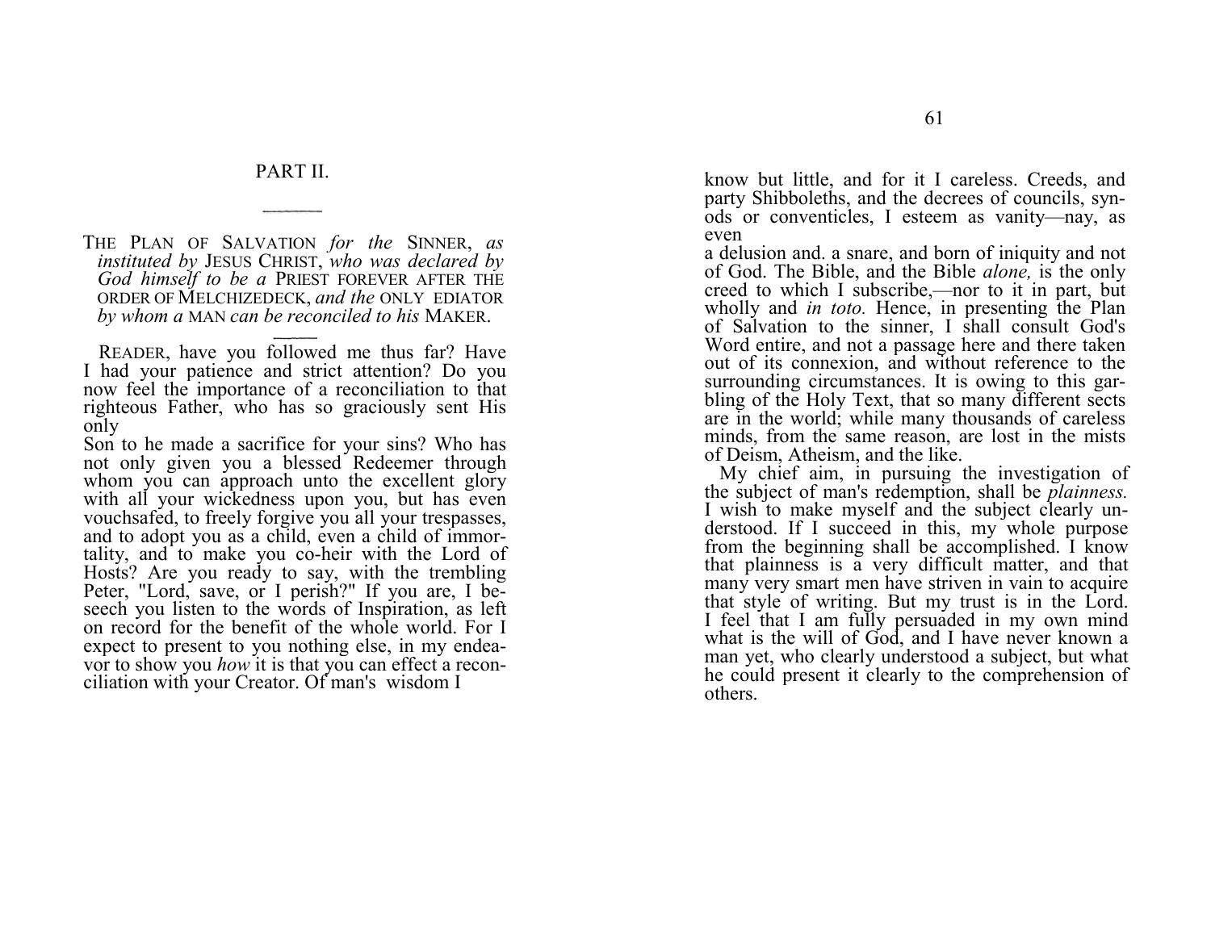## PART II.

THE PLAN OF SALVATION *for the* SINNER, *as instituted by* JESUS CHRIST, *who was declared by God himself to be a* PRIEST FOREVER AFTER THE ORDER OF MELCHIZEDECK, *and the* ONLY EDIATOR *by whom a* MAN *can be reconciled to his* MAKER.

READER, have you followed me thus far? Have I had your patience and strict attention? Do you now feel the importance of a reconciliation to that righteous Father, who has so graciously sent His only Son to he made a sacrifice for your sins? Who has not only given you a blessed Redeemer through whom you can approach unto the excellent glory with all your wickedness upon you, but has even vouchsafed, to freely forgive you all your trespasses, and to adopt you as a child, even a child of immortality, and to make you co-heir with the Lord of Hosts? Are you ready to say, with the trembling Peter, "Lord, save, or I perish?" If you are, I beseech you listen to the words of Inspiration, as left on record for the benefit of the whole world. For I expect to present to you nothing else, in my endeavor to show you *how* it is that you can effect a reconciliation with your Creator. Of man's wisdom I know but little, and for it I careless. Creeds, and party Shibboleths, and the decrees of councils, synods or conventicles, I esteem as vanity—nay, as even a delusion and. a snare, and born of iniquity and not of God. The Bible, and the Bible *alone,* is the only creed to which I subscribe,—nor to it in part, but wholly and *in toto.* Hence, in presenting the Plan of Salvation to the sinner, I shall consult God's Word entire, and not a passage here and there taken out of its connexion, and without reference to the surrounding circumstances. It is owing to this garbling of the Holy Text, that so many different sects are in the world; while many thousands of careless minds, from the same reason, are lost in the mists of Deism, Atheism, and the like.

My chief aim, in pursuing the investigation of the subject of man's redemption, shall be *plainness.* I wish to make myself and the subject clearly understood. If I succeed in this, my whole purpose from the beginning shall be accomplished. I know that plainness is a very difficult matter, and that many very smart men have striven in vain to acquire that style of writing. But my trust is in the Lord. I feel that I am fully persuaded in my own mind what is the will of God, and I have never known a man yet, who clearly understood a subject, but what he could present it clearly to the comprehension of others.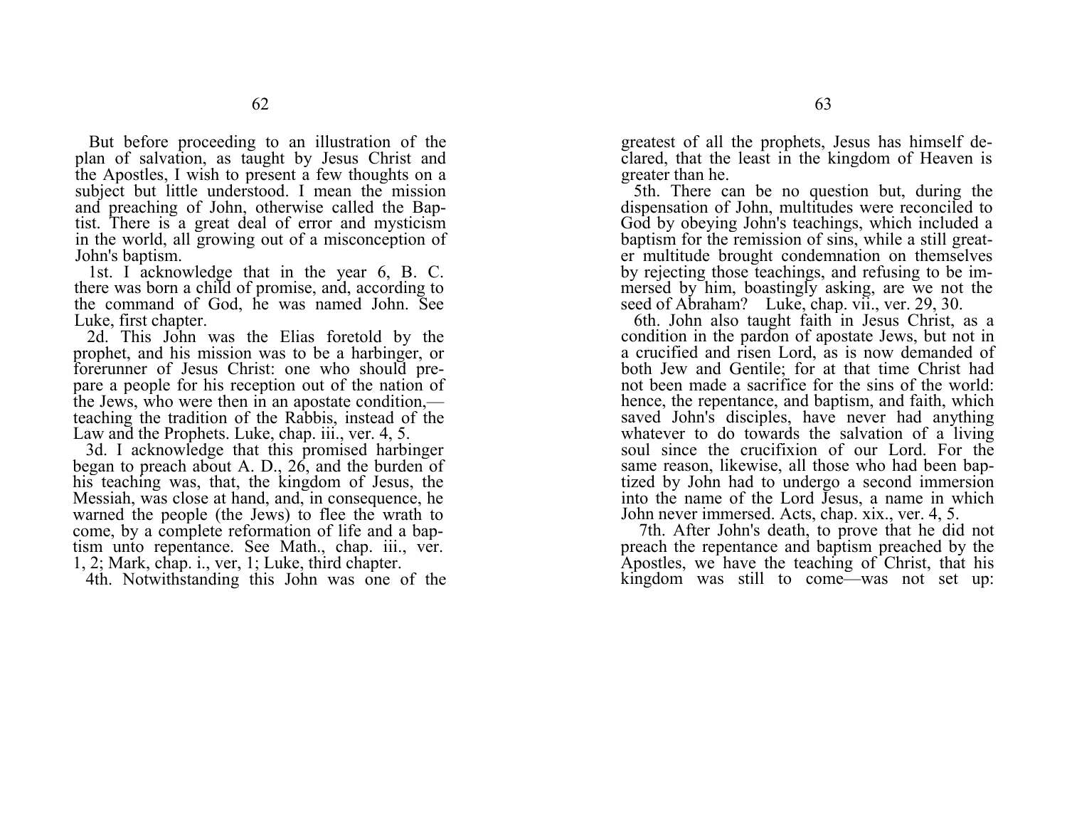But before proceeding to an illustration of the plan of salvation, as taught by Jesus Christ and the Apostles, I wish to present a few thoughts on a subject but little understood. I mean the mission and preaching of John, otherwise called the Baptist. There is a great deal of error and mysticism in the world, all growing out of a misconception of John's baptism.

1st. I acknowledge that in the year 6, B. C. there was born a child of promise, and, according to the command of God, he was named John. See Luke, first chapter.

2d. This John was the Elias foretold by the prophet, and his mission was to be a harbinger, or forerunner of Jesus Christ: one who should prepare a people for his reception out of the nation of the Jews, who were then in an apostate condition,—teaching the tradition of the Rabbis, instead of the Law and the Prophets. Luke, chap. iii., ver. 4, 5.

3d. I acknowledge that this promised harbinger began to preach about A. D., 26, and the burden of his teaching was, that, the kingdom of Jesus, the Messiah, was close at hand, and, in consequence, he warned the people (the Jews) to flee the wrath to come, by a complete reformation of life and a baptism unto repentance. See Math., chap. iii., ver. 1, 2; Mark, chap. i., ver, 1; Luke, third chapter.

4th. Notwithstanding this John was one of the greatest of all the prophets, Jesus has himself declared, that the least in the kingdom of Heaven is greater than he.

5th. There can be no question but, during the dispensation of John, multitudes were reconciled to God by obeying John's teachings, which included a baptism for the remission of sins, while a still greater multitude brought condemnation on themselves by rejecting those teachings, and refusing to be immersed by him, boastingly asking, are we not the seed of Abraham? Luke, chap. vii., ver. 29, 30.

6th. John also taught faith in Jesus Christ, as a condition in the pardon of apostate Jews, but not in a crucified and risen Lord, as is now demanded of both Jew and Gentile; for at that time Christ had not been made a sacrifice for the sins of the world: hence, the repentance, and baptism, and faith, which saved John's disciples, have never had anything whatever to do towards the salvation of a living soul since the crucifixion of our Lord. For the same reason, likewise, all those who had been baptized by John had to undergo a second immersion into the name of the Lord Jesus, a name in which John never immersed. Acts, chap. xix., ver. 4, 5.

7th. After John's death, to prove that he did not preach the repentance and baptism preached by the Apostles, we have the teaching of Christ, that his kingdom was still to come—was not set up: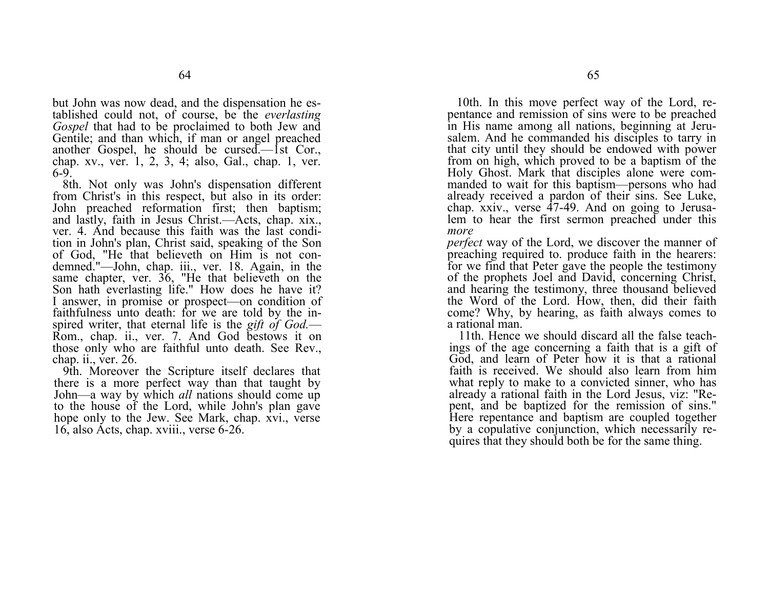but John was now dead, and the dispensation he established could not, of course, be the *everlasting Gospel* that had to be proclaimed to both Jew and Gentile; and than which, if man or angel preached another Gospel, he should be cursed.—1st Cor., chap. xv., ver. 1, 2, 3, 4; also, Gal., chap. 1, ver. 6-9.

8th. Not only was John's dispensation different from Christ's in this respect, but also in its order: John preached reformation first; then baptism; and lastly, faith in Jesus Christ.—Acts, chap. xix., ver. 4. And because this faith was the last condition in John's plan, Christ said, speaking of the Son of God, "He that believeth on Him is not condemned."—John, chap. iii., ver. 18. Again, in the same chapter, ver. 36, "He that believeth on the Son hath everlasting life." How does he have it? I answer, in promise or prospect—on condition of faithfulness unto death: for we are told by the inspired writer, that eternal life is the *gift of God.*—Rom., chap. ii., ver. 7. And God bestows it on those only who are faithful unto death. See Rev., chap. ii., ver. 26.

9th. Moreover the Scripture itself declares that there is a more perfect way than that taught by John—a way by which *all* nations should come up to the house of the Lord, while John's plan gave hope only to the Jew. See Mark, chap. xvi., verse 16, also Acts, chap. xviii., verse 6-26.

10th. In this move perfect way of the Lord, repentance and remission of sins were to be preached in His name among all nations, beginning at Jerusalem. And he commanded his disciples to tarry in that city until they should be endowed with power from on high, which proved to be a baptism of the Holy Ghost. Mark that disciples alone were commanded to wait for this baptism—persons who had already received a pardon of their sins. See Luke, chap. xxiv., verse 47-49. And on going to Jerusalem to hear the first sermon preached under this *more perfect* way of the Lord, we discover the manner of preaching required to. produce faith in the hearers: for we find that Peter gave the people the testimony of the prophets Joel and David, concerning Christ, and hearing the testimony, three thousand believed the Word of the Lord. How, then, did their faith come? Why, by hearing, as faith always comes to a rational man.

11th. Hence we should discard all the false teachings of the age concerning a faith that is a gift of God, and learn of Peter how it is that a rational faith is received. We should also learn from him what reply to make to a convicted sinner, who has already a rational faith in the Lord Jesus, viz: "Repent, and be baptized for the remission of sins." Here repentance and baptism are coupled together by a copulative conjunction, which necessarily requires that they should both be for the same thing.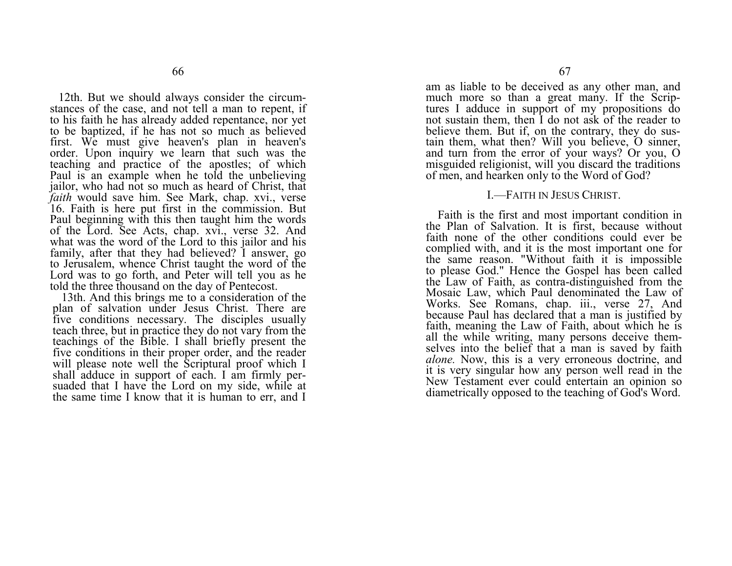12th. But we should always consider the circumstances of the case, and not tell a man to repent, if to his faith he has already added repentance, nor yet to be baptized, if he has not so much as believed first. We must give heaven's plan in heaven's order. Upon inquiry we learn that such was the teaching and practice of the apostles; of which Paul is an example when he told the unbelieving jailor, who had not so much as heard of Christ, that *faith* would save him. See Mark, chap. xvi., verse 16. Faith is here put first in the commission. But Paul beginning with this then taught him the words of the Lord. See Acts, chap. xvi., verse 32. And what was the word of the Lord to this jailor and his family, after that they had believed? I answer, go to Jerusalem, whence Christ taught the word of the Lord was to go forth, and Peter will tell you as he told the three thousand on the day of Pentecost.

13th. And this brings me to a consideration of the plan of salvation under Jesus Christ. There are five conditions necessary. The disciples usually teach three, but in practice they do not vary from the teachings of the Bible. I shall briefly present the five conditions in their proper order, and the reader will please note well the Scriptural proof which I shall adduce in support of each. I am firmly persuaded that I have the Lord on my side, while at the same time I know that it is human to err, and I am as liable to be deceived as any other man, and much more so than a great many. If the Scriptures I adduce in support of my propositions do not sustain them, then I do not ask of the reader to believe them. But if, on the contrary, they do sustain them, what then? Will you believe, O sinner, and turn from the error of your ways? Or you, O misguided religionist, will you discard the traditions of men, and hearken only to the Word of God?

### I.—Faith in Jesus Christ.

Faith is the first and most important condition in the Plan of Salvation. It is first, because without faith none of the other conditions could ever be complied with, and it is the most important one for the same reason. "Without faith it is impossible to please God." Hence the Gospel has been called the Law of Faith, as contra-distinguished from the Mosaic Law, which Paul denominated the Law of Works. See Romans, chap. iii., verse 27, And because Paul has declared that a man is justified by faith, meaning the Law of Faith, about which he is all the while writing, many persons deceive themselves into the belief that a man is saved by faith *alone.* Now, this is a very erroneous doctrine, and it is very singular how any person well read in the New Testament ever could entertain an opinion so diametrically opposed to the teaching of God's Word.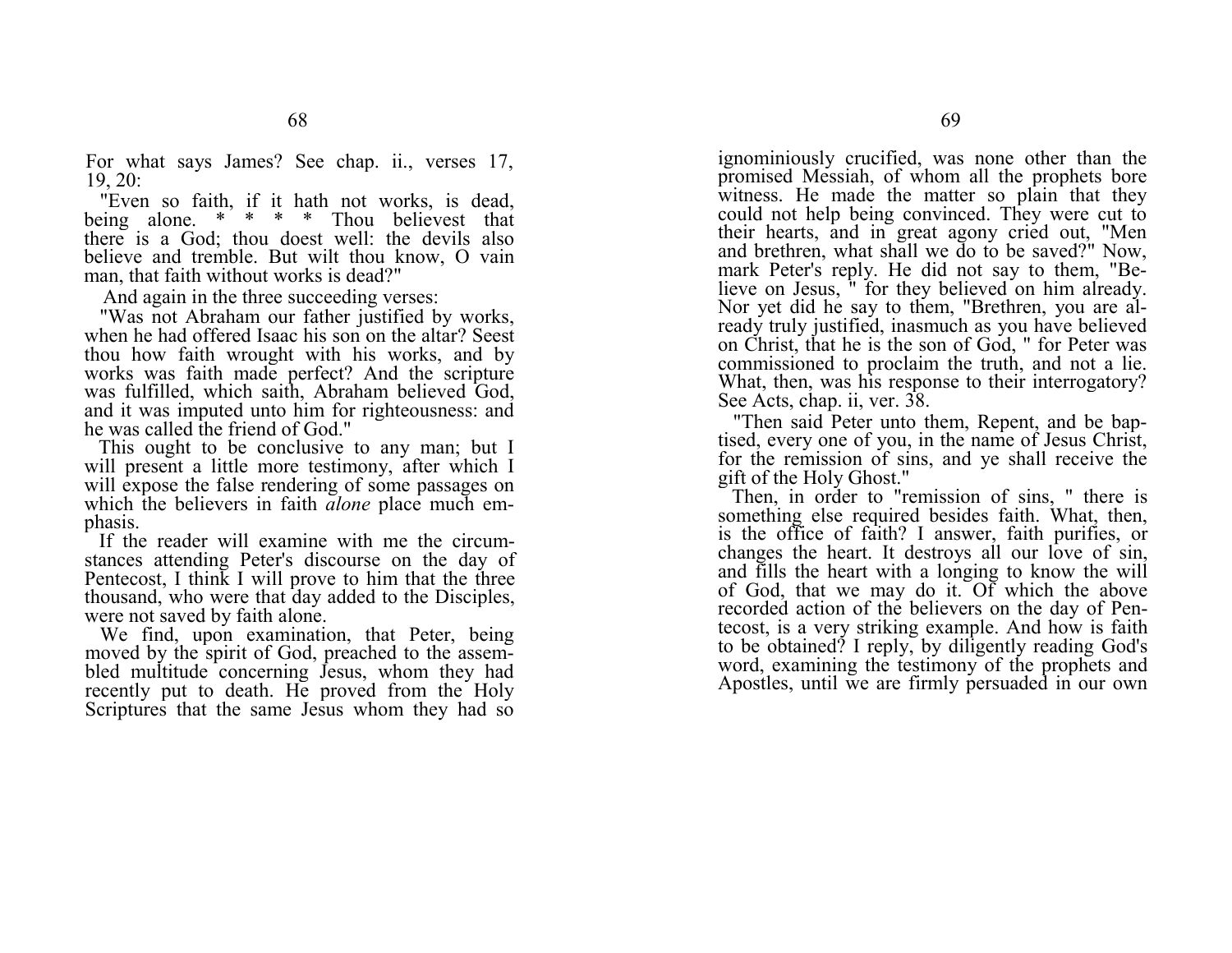For what says James? See chap. ii., verses 17, 19, 20:

"Even so faith, if it hath not works, is dead, being alone. * * * * Thou believest that there is a God; thou doest well: the devils also believe and tremble. But wilt thou know, O vain man, that faith without works is dead?"

And again in the three succeeding verses:

"Was not Abraham our father justified by works, when he had offered Isaac his son on the altar? Seest thou how faith wrought with his works, and by works was faith made perfect? And the scripture was fulfilled, which saith, Abraham believed God, and it was imputed unto him for righteousness: and he was called the friend of God."

This ought to be conclusive to any man; but I will present a little more testimony, after which I will expose the false rendering of some passages on which the believers in faith *alone* place much emphasis.

If the reader will examine with me the circumstances attending Peter's discourse on the day of Pentecost, I think I will prove to him that the three thousand, who were that day added to the Disciples, were not saved by faith alone.

We find, upon examination, that Peter, being moved by the spirit of God, preached to the assembled multitude concerning Jesus, whom they had recently put to death. He proved from the Holy Scriptures that the same Jesus whom they had so ignominiously crucified, was none other than the promised Messiah, of whom all the prophets bore witness. He made the matter so plain that they could not help being convinced. They were cut to their hearts, and in great agony cried out, "Men and brethren, what shall we do to be saved?" Now, mark Peter's reply. He did not say to them, "Believe on Jesus, " for they believed on him already. Nor yet did he say to them, "Brethren, you are already truly justified, inasmuch as you have believed on Christ, that he is the son of God, " for Peter was commissioned to proclaim the truth, and not a lie. What, then, was his response to their interrogatory? See Acts, chap. ii, ver. 38.

"Then said Peter unto them, Repent, and be baptised, every one of you, in the name of Jesus Christ, for the remission of sins, and ye shall receive the gift of the Holy Ghost."

Then, in order to "remission of sins, " there is something else required besides faith. What, then, is the office of faith? I answer, faith purifies, or changes the heart. It destroys all our love of sin, and fills the heart with a longing to know the will of God, that we may do it. Of which the above recorded action of the believers on the day of Pentecost, is a very striking example. And how is faith to be obtained? I reply, by diligently reading God's word, examining the testimony of the prophets and Apostles, until we are firmly persuaded in our own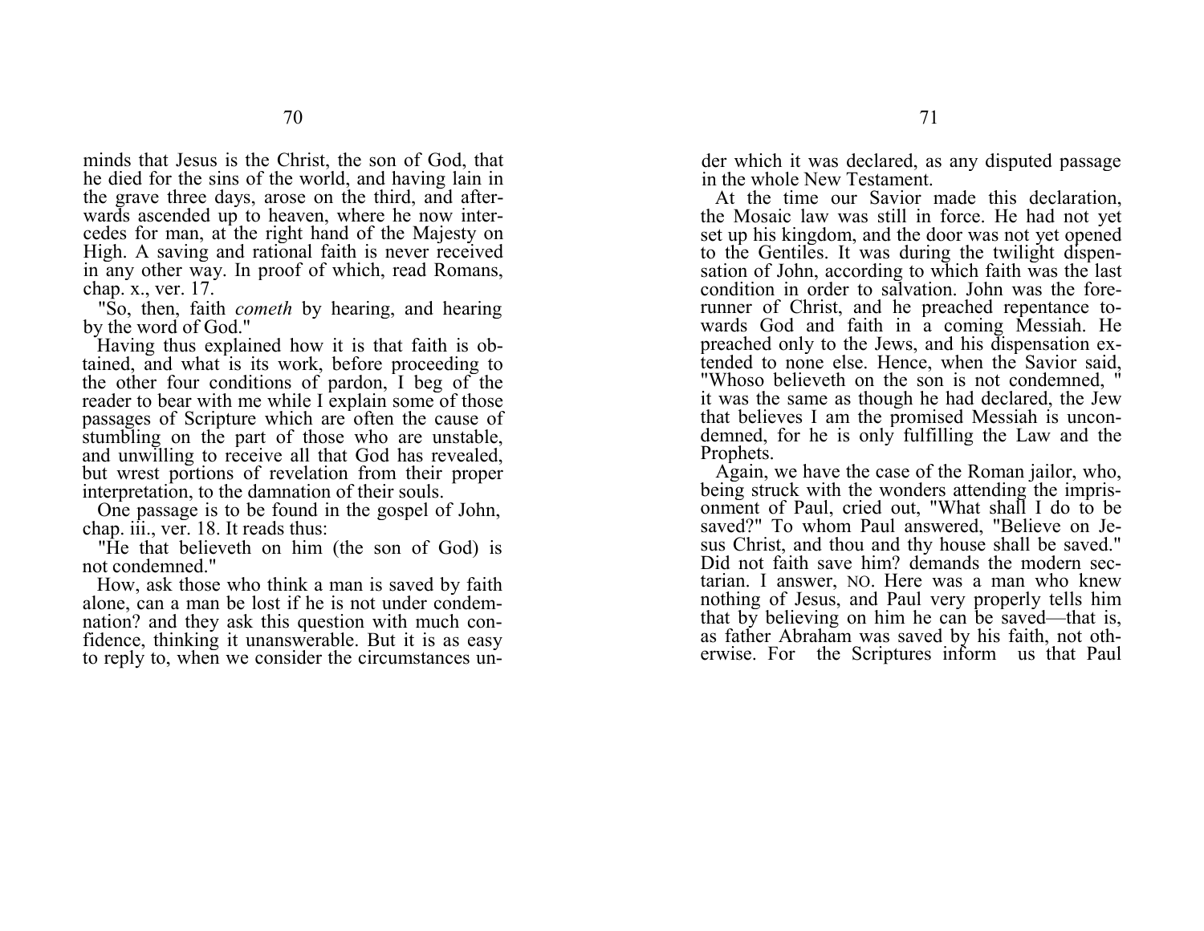minds that Jesus is the Christ, the son of God, that he died for the sins of the world, and having lain in the grave three days, arose on the third, and afterwards ascended up to heaven, where he now intercedes for man, at the right hand of the Majesty on High. A saving and rational faith is never received in any other way. In proof of which, read Romans, chap. x., ver. 17.

"So, then, faith *cometh* by hearing, and hearing by the word of God."

Having thus explained how it is that faith is obtained, and what is its work, before proceeding to the other four conditions of pardon, I beg of the reader to bear with me while I explain some of those passages of Scripture which are often the cause of stumbling on the part of those who are unstable, and unwilling to receive all that God has revealed, but wrest portions of revelation from their proper interpretation, to the damnation of their souls.

One passage is to be found in the gospel of John, chap. iii., ver. 18. It reads thus:

"He that believeth on him (the son of God) is not condemned."

How, ask those who think a man is saved by faith alone, can a man be lost if he is not under condemnation? and they ask this question with much confidence, thinking it unanswerable. But it is as easy to reply to, when we consider the circumstances under which it was declared, as any disputed passage in the whole New Testament.

At the time our Savior made this declaration, the Mosaic law was still in force. He had not yet set up his kingdom, and the door was not yet opened to the Gentiles. It was during the twilight dispensation of John, according to which faith was the last condition in order to salvation. John was the forerunner of Christ, and he preached repentance towards God and faith in a coming Messiah. He preached only to the Jews, and his dispensation extended to none else. Hence, when the Savior said, "Whoso believeth on the son is not condemned, " it was the same as though he had declared, the Jew that believes I am the promised Messiah is uncondemned, for he is only fulfilling the Law and the Prophets.

Again, we have the case of the Roman jailor, who, being struck with the wonders attending the imprisonment of Paul, cried out, "What shall I do to be saved?" To whom Paul answered, "Believe on Jesus Christ, and thou and thy house shall be saved." Did not faith save him? demands the modern sectarian. I answer, NO. Here was a man who knew nothing of Jesus, and Paul very properly tells him that by believing on him he can be saved—that is, as father Abraham was saved by his faith, not otherwise. For the Scriptures inform us that Paul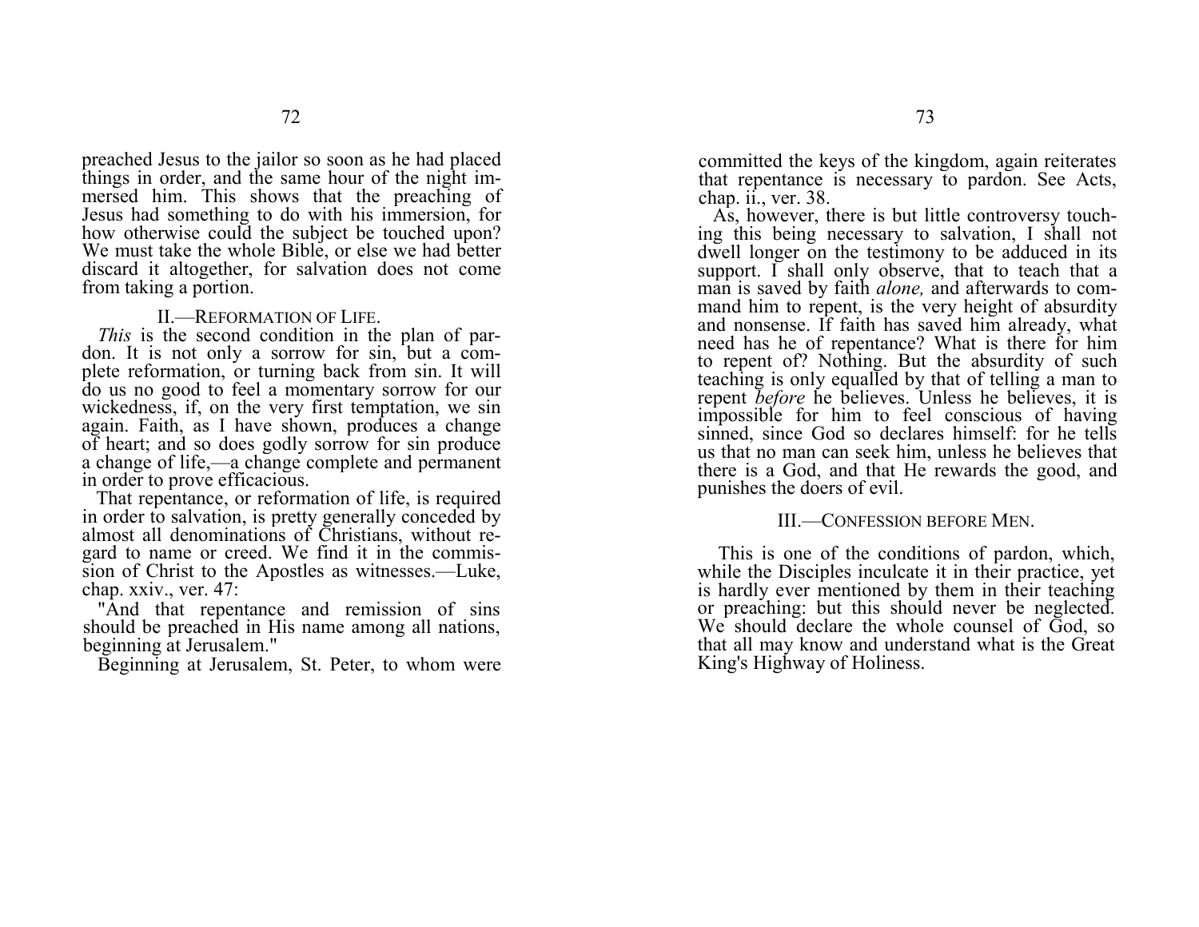preached Jesus to the jailor so soon as he had placed things in order, and the same hour of the night immersed him. This shows that the preaching of Jesus had something to do with his immersion, for how otherwise could the subject be touched upon? We must take the whole Bible, or else we had better discard it altogether, for salvation does not come from taking a portion.

### II.—Reformation of Life.

*This* is the second condition in the plan of pardon. It is not only a sorrow for sin, but a complete reformation, or turning back from sin. It will do us no good to feel a momentary sorrow for our wickedness, if, on the very first temptation, we sin again. Faith, as I have shown, produces a change of heart; and so does godly sorrow for sin produce a change of life,—a change complete and permanent in order to prove efficacious.

That repentance, or reformation of life, is required in order to salvation, is pretty generally conceded by almost all denominations of Christians, without regard to name or creed. We find it in the commission of Christ to the Apostles as witnesses.—Luke, chap. xxiv., ver. 47:

"And that repentance and remission of sins should be preached in His name among all nations, beginning at Jerusalem."

Beginning at Jerusalem, St. Peter, to whom were committed the keys of the kingdom, again reiterates that repentance is necessary to pardon. See Acts, chap. ii., ver. 38.

As, however, there is but little controversy touching this being necessary to salvation, I shall not dwell longer on the testimony to be adduced in its support. I shall only observe, that to teach that a man is saved by faith *alone,* and afterwards to command him to repent, is the very height of absurdity and nonsense. If faith has saved him already, what need has he of repentance? What is there for him to repent of? Nothing. But the absurdity of such teaching is only equalled by that of telling a man to repent *before* he believes. Unless he believes, it is impossible for him to feel conscious of having sinned, since God so declares himself: for he tells us that no man can seek him, unless he believes that there is a God, and that He rewards the good, and punishes the doers of evil.

### III.—Confession before Men.

This is one of the conditions of pardon, which, while the Disciples inculcate it in their practice, yet is hardly ever mentioned by them in their teaching or preaching: but this should never be neglected. We should declare the whole counsel of God, so that all may know and understand what is the Great King's Highway of Holiness.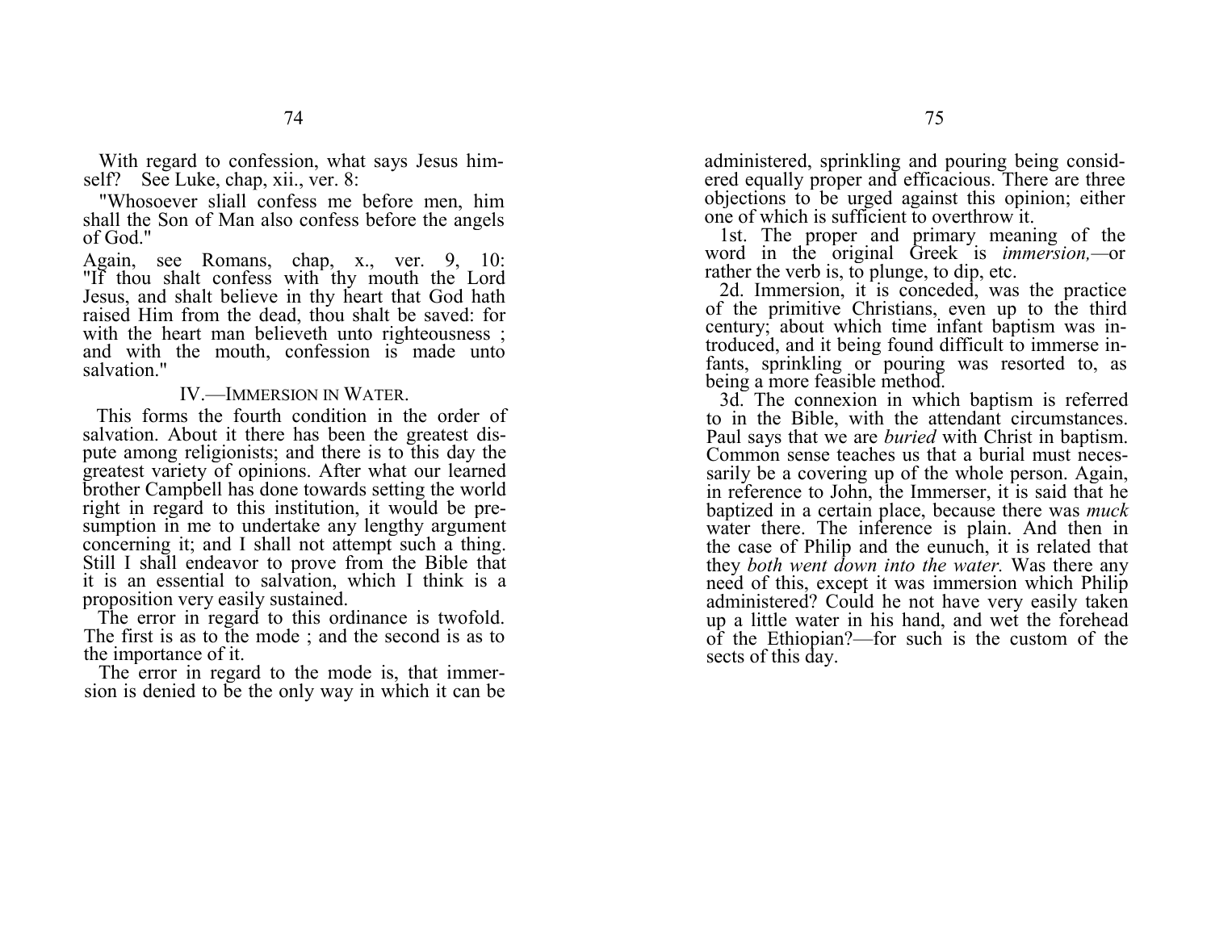With regard to confession, what says Jesus himself? See Luke, chap, xii., ver. 8:

"Whosoever sliall confess me before men, him shall the Son of Man also confess before the angels of God."

Again, see Romans, chap, x., ver. 9, 10: "If thou shalt confess with thy mouth the Lord Jesus, and shalt believe in thy heart that God hath raised Him from the dead, thou shalt be saved: for with the heart man believeth unto righteousness ; and with the mouth, confession is made unto salvation."

### IV.—IMMERSION IN WATER.

This forms the fourth condition in the order of salvation. About it there has been the greatest dispute among religionists; and there is to this day the greatest variety of opinions. After what our learned brother Campbell has done towards setting the world right in regard to this institution, it would be presumption in me to undertake any lengthy argument concerning it; and I shall not attempt such a thing. Still I shall endeavor to prove from the Bible that it is an essential to salvation, which I think is a proposition very easily sustained.

The error in regard to this ordinance is twofold. The first is as to the mode ; and the second is as to the importance of it.

The error in regard to the mode is, that immersion is denied to be the only way in which it can be administered, sprinkling and pouring being considered equally proper and efficacious. There are three objections to be urged against this opinion; either one of which is sufficient to overthrow it.

1st. The proper and primary meaning of the word in the original Greek is *immersion,*—or rather the verb is, to plunge, to dip, etc.

2d. Immersion, it is conceded, was the practice of the primitive Christians, even up to the third century; about which time infant baptism was introduced, and it being found difficult to immerse infants, sprinkling or pouring was resorted to, as being a more feasible method.

3d. The connexion in which baptism is referred to in the Bible, with the attendant circumstances. Paul says that we are *buried* with Christ in baptism. Common sense teaches us that a burial must necessarily be a covering up of the whole person. Again, in reference to John, the Immerser, it is said that he baptized in a certain place, because there was *muck* water there. The inference is plain. And then in the case of Philip and the eunuch, it is related that they *both went down into the water.* Was there any need of this, except it was immersion which Philip administered? Could he not have very easily taken up a little water in his hand, and wet the forehead of the Ethiopian?—for such is the custom of the sects of this day.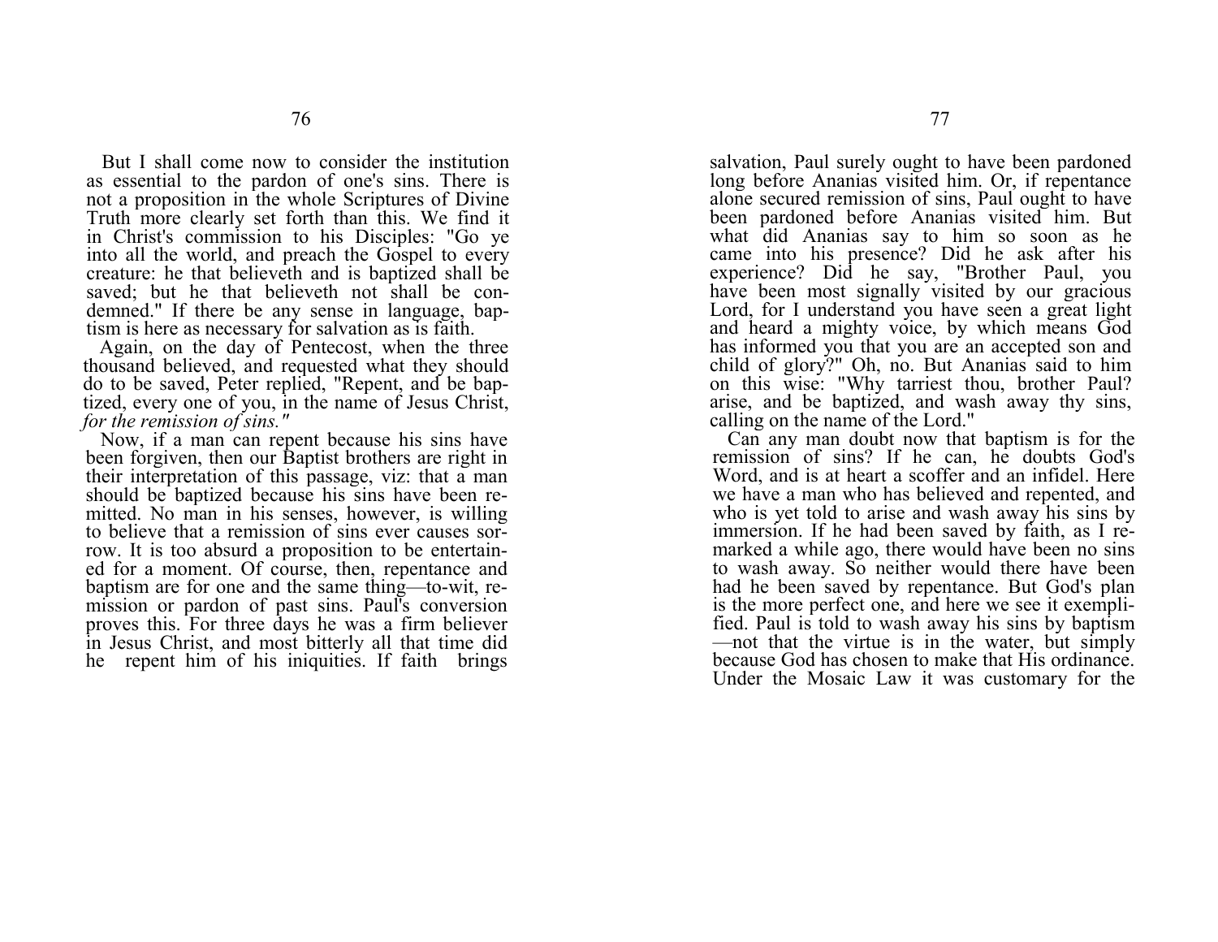But I shall come now to consider the institution as essential to the pardon of one's sins. There is not a proposition in the whole Scriptures of Divine Truth more clearly set forth than this. We find it in Christ's commission to his Disciples: "Go ye into all the world, and preach the Gospel to every creature: he that believeth and is baptized shall be saved; but he that believeth not shall be condemned." If there be any sense in language, baptism is here as necessary for salvation as is faith.

Again, on the day of Pentecost, when the three thousand believed, and requested what they should do to be saved, Peter replied, "Repent, and be baptized, every one of you, in the name of Jesus Christ, *for the remission of sins."*

Now, if a man can repent because his sins have been forgiven, then our Baptist brothers are right in their interpretation of this passage, viz: that a man should be baptized because his sins have been remitted. No man in his senses, however, is willing to believe that a remission of sins ever causes sorrow. It is too absurd a proposition to be entertained for a moment. Of course, then, repentance and baptism are for one and the same thing—to-wit, remission or pardon of past sins. Paul's conversion proves this. For three days he was a firm believer in Jesus Christ, and most bitterly all that time did he repent him of his iniquities. If faith brings salvation, Paul surely ought to have been pardoned long before Ananias visited him. Or, if repentance alone secured remission of sins, Paul ought to have been pardoned before Ananias visited him. But what did Ananias say to him so soon as he came into his presence? Did he ask after his experience? Did he say, "Brother Paul, you have been most signally visited by our gracious Lord, for I understand you have seen a great light and heard a mighty voice, by which means God has informed you that you are an accepted son and child of glory?" Oh, no. But Ananias said to him on this wise: "Why tarriest thou, brother Paul? arise, and be baptized, and wash away thy sins, calling on the name of the Lord."

Can any man doubt now that baptism is for the remission of sins? If he can, he doubts God's Word, and is at heart a scoffer and an infidel. Here we have a man who has believed and repented, and who is yet told to arise and wash away his sins by immersion. If he had been saved by faith, as I remarked a while ago, there would have been no sins to wash away. So neither would there have been had he been saved by repentance. But God's plan is the more perfect one, and here we see it exemplified. Paul is told to wash away his sins by baptism —not that the virtue is in the water, but simply because God has chosen to make that His ordinance. Under the Mosaic Law it was customary for the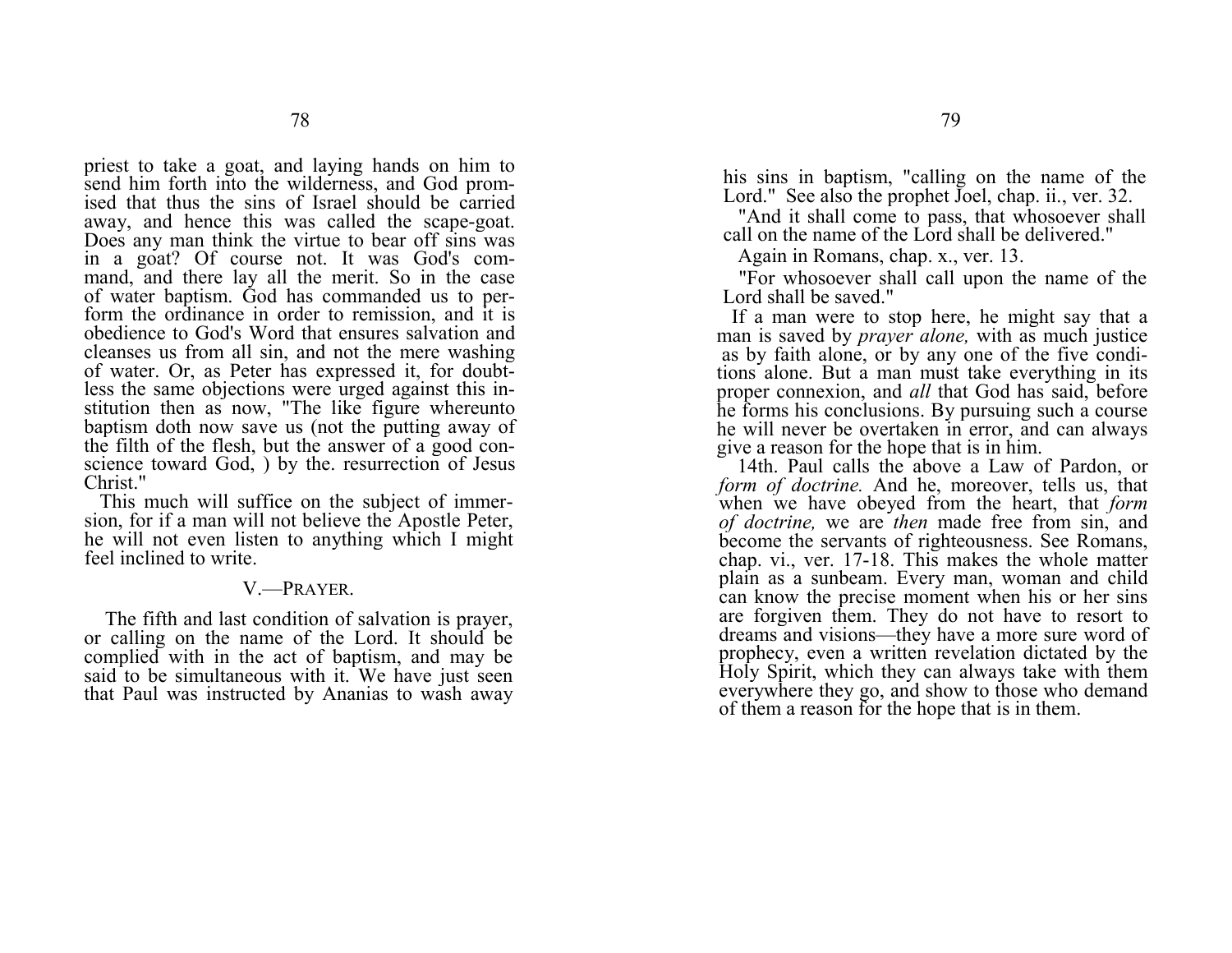priest to take a goat, and laying hands on him to send him forth into the wilderness, and God promised that thus the sins of Israel should be carried away, and hence this was called the scape-goat. Does any man think the virtue to bear off sins was in a goat? Of course not. It was God's command, and there lay all the merit. So in the case of water baptism. God has commanded us to perform the ordinance in order to remission, and it is obedience to God's Word that ensures salvation and cleanses us from all sin, and not the mere washing of water. Or, as Peter has expressed it, for doubtless the same objections were urged against this institution then as now, "The like figure whereunto baptism doth now save us (not the putting away of the filth of the flesh, but the answer of a good conscience toward God, ) by the. resurrection of Jesus Christ."

This much will suffice on the subject of immersion, for if a man will not believe the Apostle Peter, he will not even listen to anything which I might feel inclined to write.

### V.—Prayer.

The fifth and last condition of salvation is prayer, or calling on the name of the Lord. It should be complied with in the act of baptism, and may be said to be simultaneous with it. We have just seen that Paul was instructed by Ananias to wash away his sins in baptism, "calling on the name of the Lord." See also the prophet Joel, chap. ii., ver. 32.

"And it shall come to pass, that whosoever shall call on the name of the Lord shall be delivered."

Again in Romans, chap. x., ver. 13.

"For whosoever shall call upon the name of the Lord shall be saved."

If a man were to stop here, he might say that a man is saved by *prayer alone,* with as much justice as by faith alone, or by any one of the five conditions alone. But a man must take everything in its proper connexion, and *all* that God has said, before he forms his conclusions. By pursuing such a course he will never be overtaken in error, and can always give a reason for the hope that is in him.

14th. Paul calls the above a Law of Pardon, or *form of doctrine.* And he, moreover, tells us, that when we have obeyed from the heart, that *form of doctrine,* we are *then* made free from sin, and become the servants of righteousness. See Romans, chap. vi., ver. 17-18. This makes the whole matter plain as a sunbeam. Every man, woman and child can know the precise moment when his or her sins are forgiven them. They do not have to resort to dreams and visions—they have a more sure word of prophecy, even a written revelation dictated by the Holy Spirit, which they can always take with them everywhere they go, and show to those who demand of them a reason for the hope that is in them.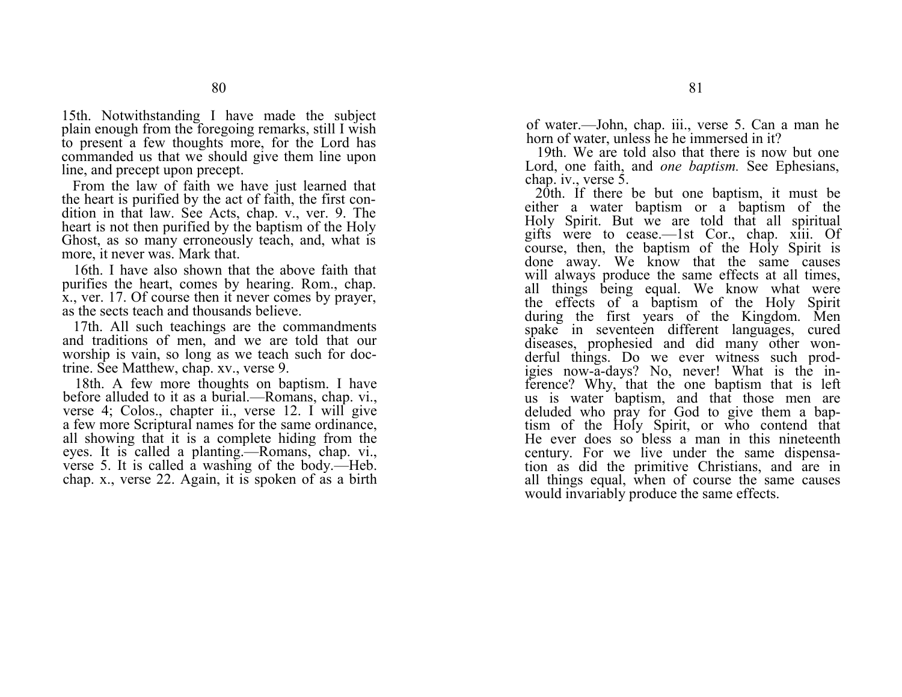15th. Notwithstanding I have made the subject plain enough from the foregoing remarks, still I wish to present a few thoughts more, for the Lord has commanded us that we should give them line upon line, and precept upon precept.

From the law of faith we have just learned that the heart is purified by the act of faith, the first condition in that law. See Acts, chap. v., ver. 9. The heart is not then purified by the baptism of the Holy Ghost, as so many erroneously teach, and, what is more, it never was. Mark that.

16th. I have also shown that the above faith that purifies the heart, comes by hearing. Rom., chap. x., ver. 17. Of course then it never comes by prayer, as the sects teach and thousands believe.

17th. All such teachings are the commandments and traditions of men, and we are told that our worship is vain, so long as we teach such for doctrine. See Matthew, chap. xv., verse 9.

18th. A few more thoughts on baptism. I have before alluded to it as a burial.—Romans, chap. vi., verse 4; Colos., chapter ii., verse 12. I will give a few more Scriptural names for the same ordinance, all showing that it is a complete hiding from the eyes. It is called a planting.—Romans, chap. vi., verse 5. It is called a washing of the body.—Heb. chap. x., verse 22. Again, it is spoken of as a birth of water.—John, chap. iii., verse 5. Can a man he horn of water, unless he he immersed in it?

19th. We are told also that there is now but one Lord, one faith, and *one baptism.* See Ephesians, chap. iv., verse 5.

20th. If there be but one baptism, it must be either a water baptism or a baptism of the Holy Spirit. But we are told that all spiritual gifts were to cease.—1st Cor., chap. xiii. Of course, then, the baptism of the Holy Spirit is done away. We know that the same causes will always produce the same effects at all times, all things being equal. We know what were the effects of a baptism of the Holy Spirit during the first years of the Kingdom. Men spake in seventeen different languages, cured diseases, prophesied and did many other wonderful things. Do we ever witness such prodigies now-a-days? No, never! What is the inference? Why, that the one baptism that is left us is water baptism, and that those men are deluded who pray for God to give them a baptism of the Holy Spirit, or who contend that He ever does so bless a man in this nineteenth century. For we live under the same dispensation as did the primitive Christians, and are in all things equal, when of course the same causes would invariably produce the same effects.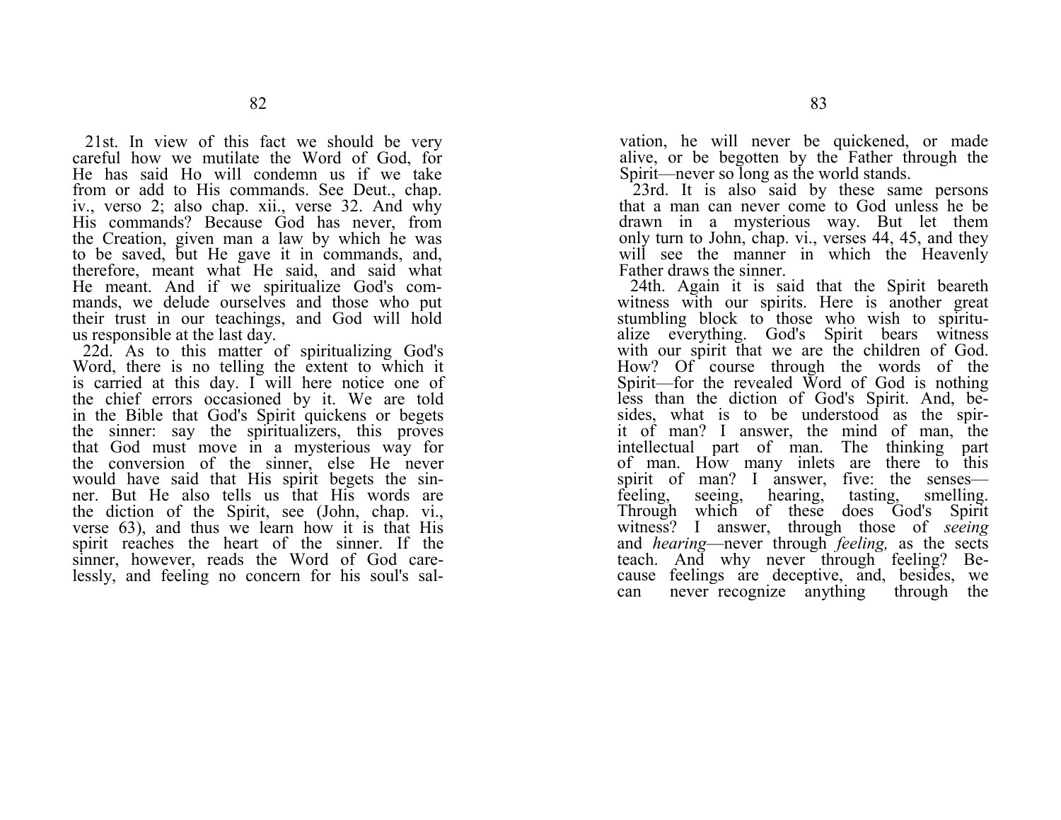21st. In view of this fact we should be very careful how we mutilate the Word of God, for He has said Ho will condemn us if we take from or add to His commands. See Deut., chap. iv., verso 2; also chap. xii., verse 32. And why His commands? Because God has never, from the Creation, given man a law by which he was to be saved, but He gave it in commands, and, therefore, meant what He said, and said what He meant. And if we spiritualize God's commands, we delude ourselves and those who put their trust in our teachings, and God will hold us responsible at the last day.

22d. As to this matter of spiritualizing God's Word, there is no telling the extent to which it is carried at this day. I will here notice one of the chief errors occasioned by it. We are told in the Bible that God's Spirit quickens or begets the sinner: say the spiritualizers, this proves that God must move in a mysterious way for the conversion of the sinner, else He never would have said that His spirit begets the sinner. But He also tells us that His words are the diction of the Spirit, see (John, chap. vi., verse 63), and thus we learn how it is that His spirit reaches the heart of the sinner. If the sinner, however, reads the Word of God carelessly, and feeling no concern for his soul's salvation, he will never be quickened, or made alive, or be begotten by the Father through the Spirit—never so long as the world stands.

23rd. It is also said by these same persons that a man can never come to God unless he be drawn in a mysterious way. But let them only turn to John, chap. vi., verses 44, 45, and they will see the manner in which the Heavenly Father draws the sinner.

24th. Again it is said that the Spirit beareth witness with our spirits. Here is another great stumbling block to those who wish to spiritualize everything. God's Spirit bears witness with our spirit that we are the children of God. How? Of course through the words of the Spirit—for the revealed Word of God is nothing less than the diction of God's Spirit. And, besides, what is to be understood as the spirit of man? I answer, the mind of man, the intellectual part of man. The thinking part of man. How many inlets are there to this spirit of man? I answer, five: the senses—feeling, seeing, hearing, tasting, smelling. Through which of these does God's Spirit witness? I answer, through those of *seeing* and *hearing*—never through *feeling,* as the sects teach. And why never through feeling? Because feelings are deceptive, and, besides, we can never recognize anything through the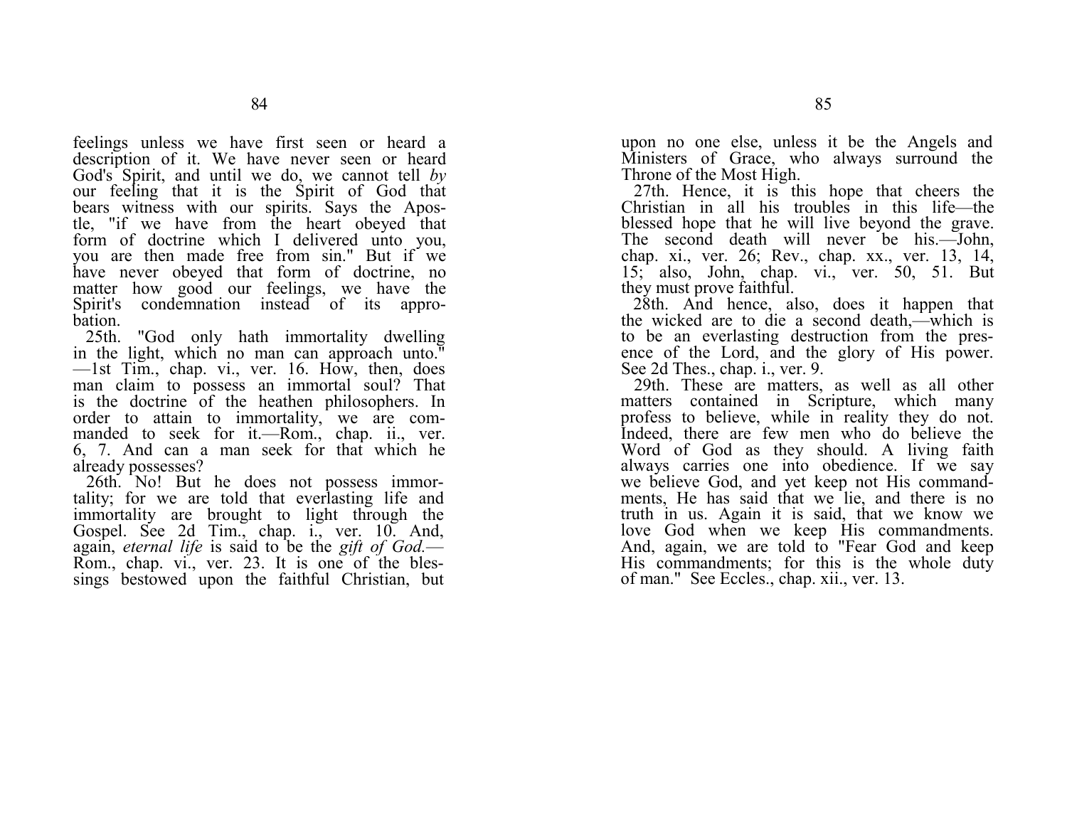feelings unless we have first seen or heard a description of it. We have never seen or heard God's Spirit, and until we do, we cannot tell *by* our feeling that it is the Spirit of God that bears witness with our spirits. Says the Apostle, "if we have from the heart obeyed that form of doctrine which I delivered unto you, you are then made free from sin." But if we have never obeyed that form of doctrine, no matter how good our feelings, we have the Spirit's condemnation instead of its approbation.

25th. "God only hath immortality dwelling in the light, which no man can approach unto." —1st Tim., chap. vi., ver. 16. How, then, does man claim to possess an immortal soul? That is the doctrine of the heathen philosophers. In order to attain to immortality, we are commanded to seek for it.—Rom., chap. ii., ver. 6, 7. And can a man seek for that which he already possesses?

26th. No! But he does not possess immortality; for we are told that everlasting life and immortality are brought to light through the Gospel. See 2d Tim., chap. i., ver. 10. And, again, *eternal life* is said to be the *gift of God.*—Rom., chap. vi., ver. 23. It is one of the blessings bestowed upon the faithful Christian, but upon no one else, unless it be the Angels and Ministers of Grace, who always surround the Throne of the Most High.

27th. Hence, it is this hope that cheers the Christian in all his troubles in this life—the blessed hope that he will live beyond the grave. The second death will never be his.—John, chap. xi., ver. 26; Rev., chap. xx., ver. 13, 14, 15; also, John, chap. vi., ver. 50, 51. But they must prove faithful.

28th. And hence, also, does it happen that the wicked are to die a second death,—which is to be an everlasting destruction from the presence of the Lord, and the glory of His power. See 2d Thes., chap. i., ver. 9.

29th. These are matters, as well as all other matters contained in Scripture, which many profess to believe, while in reality they do not. Indeed, there are few men who do believe the Word of God as they should. A living faith always carries one into obedience. If we say we believe God, and yet keep not His commandments, He has said that we lie, and there is no truth in us. Again it is said, that we know we love God when we keep His commandments. And, again, we are told to "Fear God and keep His commandments; for this is the whole duty of man." See Eccles., chap. xii., ver. 13.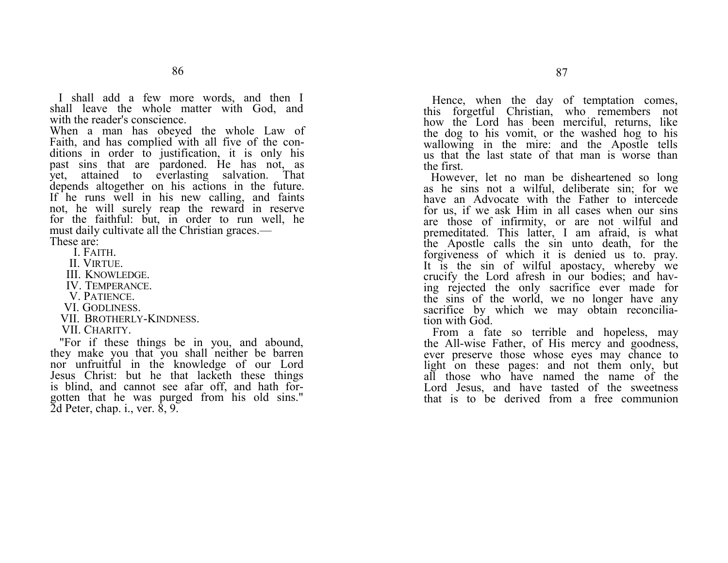I shall add a few more words, and then I shall leave the whole matter with God, and with the reader's conscience.

When a man has obeyed the whole Law of Faith, and has complied with all five of the conditions in order to justification, it is only his past sins that are pardoned. He has not, as yet, attained to everlasting salvation. That depends altogether on his actions in the future. If he runs well in his new calling, and faints not, he will surely reap the reward in reserve for the faithful: but, in order to run well, he must daily cultivate all the Christian graces.—These are:

I. FAITH.
II. VIRTUE.
III. KNOWLEDGE.
IV. TEMPERANCE.
V. PATIENCE.
VI. GODLINESS.
VII. BROTHERLY-KINDNESS.
VII. CHARITY.

"For if these things be in you, and abound, they make you that you shall neither be barren nor unfruitful in the knowledge of our Lord Jesus Christ: but he that lacketh these things is blind, and cannot see afar off, and hath forgotten that he was purged from his old sins." 2d Peter, chap. i., ver. 8, 9.

Hence, when the day of temptation comes, this forgetful Christian, who remembers not how the Lord has been merciful, returns, like the dog to his vomit, or the washed hog to his wallowing in the mire: and the Apostle tells us that the last state of that man is worse than the first.

However, let no man be disheartened so long as he sins not a wilful, deliberate sin; for we have an Advocate with the Father to intercede for us, if we ask Him in all cases when our sins are those of infirmity, or are not wilful and premeditated. This latter, I am afraid, is what the Apostle calls the sin unto death, for the forgiveness of which it is denied us to. pray. It is the sin of wilful apostacy, whereby we crucify the Lord afresh in our bodies; and having rejected the only sacrifice ever made for the sins of the world, we no longer have any sacrifice by which we may obtain reconciliation with God.

From a fate so terrible and hopeless, may the All-wise Father, of His mercy and goodness, ever preserve those whose eyes may chance to light on these pages: and not them only, but all those who have named the name of the Lord Jesus, and have tasted of the sweetness that is to be derived from a free communion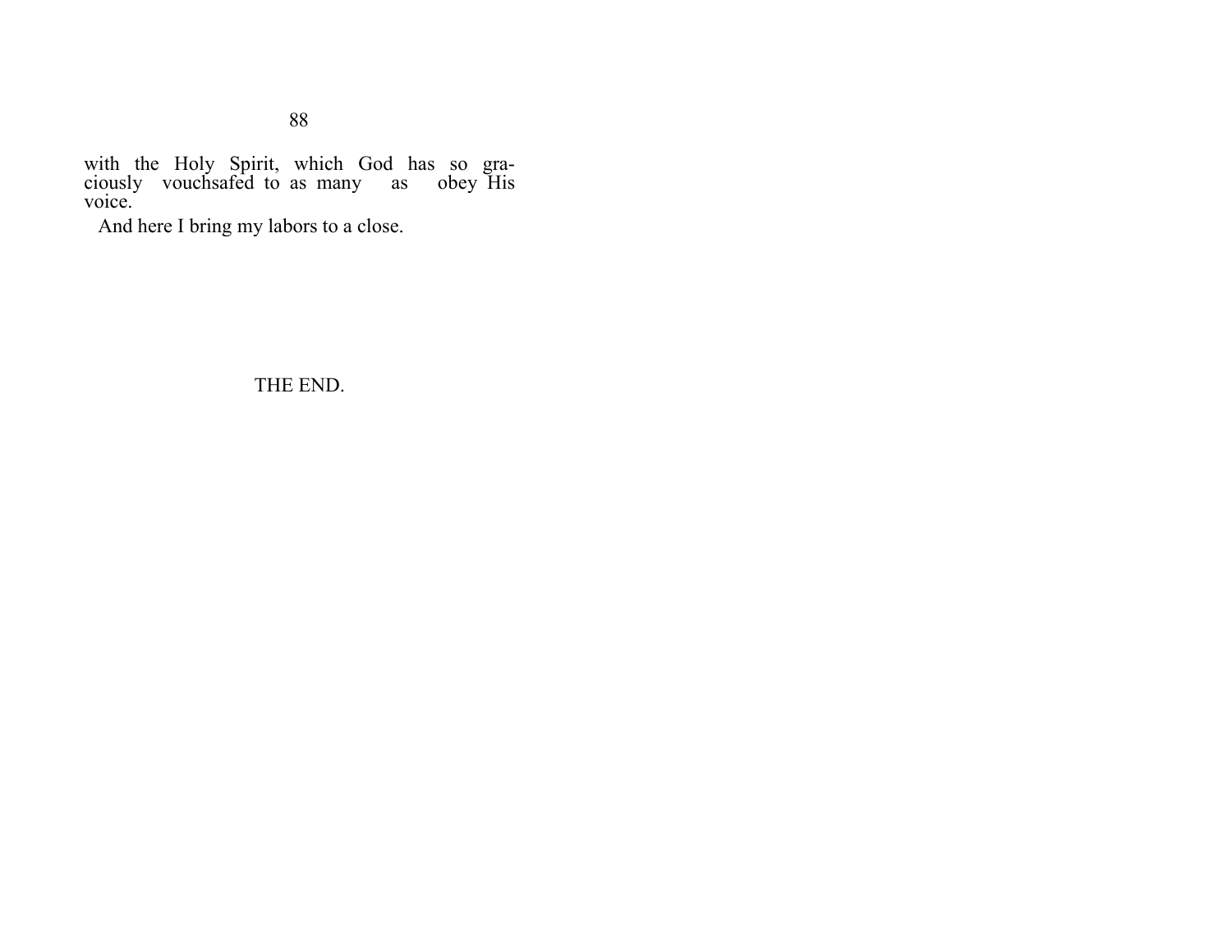with the Holy Spirit, which God has so graciously vouchsafed to as many as obey His voice.

And here I bring my labors to a close.

THE END.